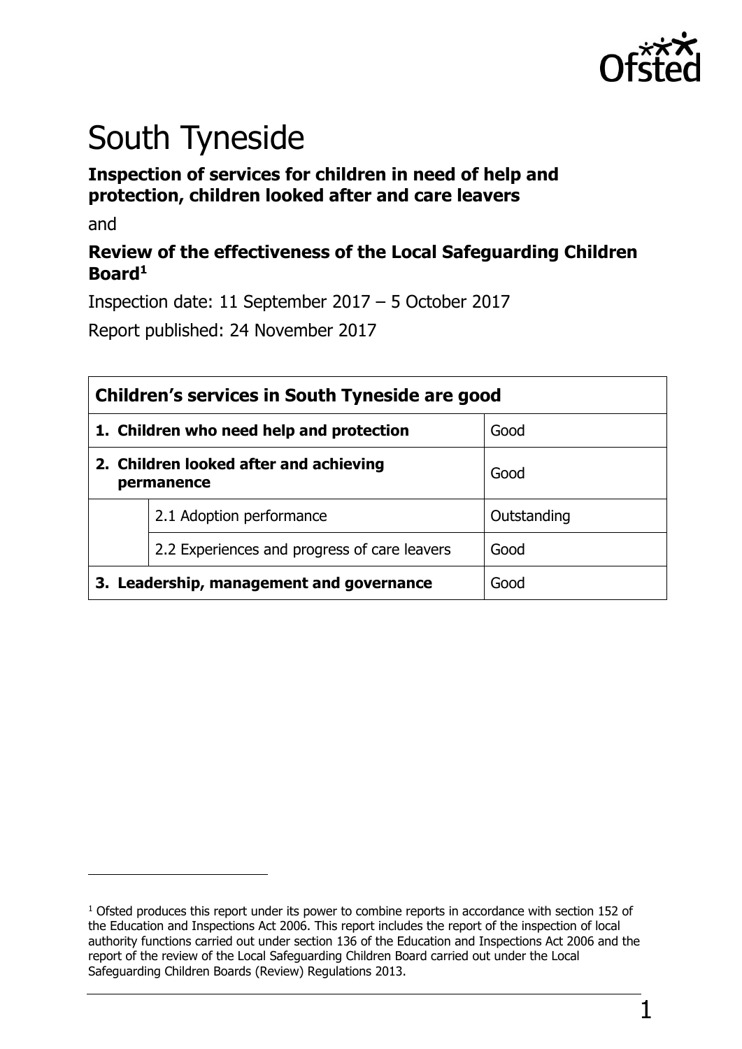# South Tyneside

**Inspection of services for children in need of help and protection, children looked after and care leavers**

and

**Review of the effectiveness of the Local Safeguarding Children Board**[1]

Inspection date: 11 September 2017 – 5 October 2017

Report published: 24 November 2017

| **Children's services in South Tyneside are good** | | |
|---|---|---|
| **1. Children who need help and protection** | | Good |
| **2. Children looked after and achieving permanence** | | Good |
| | 2.1 Adoption performance | Outstanding |
| | 2.2 Experiences and progress of care leavers | Good |
| **3. Leadership, management and governance** | | Good |

[1] Ofsted produces this report under its power to combine reports in accordance with section 152 of the Education and Inspections Act 2006. This report includes the report of the inspection of local authority functions carried out under section 136 of the Education and Inspections Act 2006 and the report of the review of the Local Safeguarding Children Board carried out under the Local Safeguarding Children Boards (Review) Regulations 2013.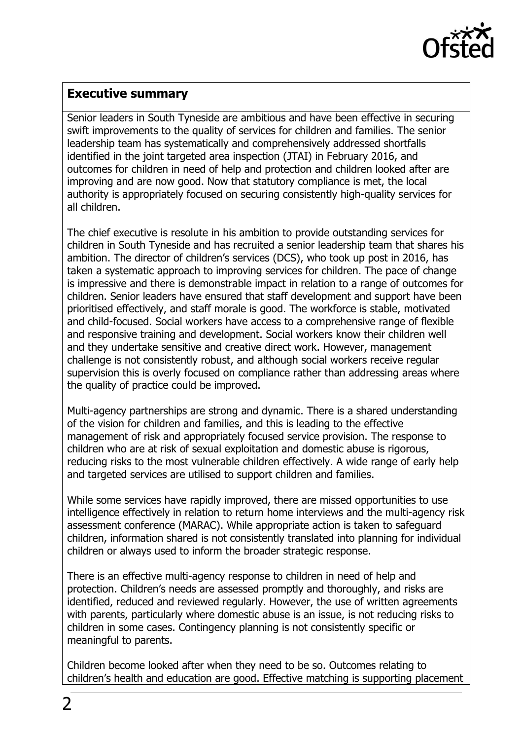## Executive summary

Senior leaders in South Tyneside are ambitious and have been effective in securing swift improvements to the quality of services for children and families. The senior leadership team has systematically and comprehensively addressed shortfalls identified in the joint targeted area inspection (JTAI) in February 2016, and outcomes for children in need of help and protection and children looked after are improving and are now good. Now that statutory compliance is met, the local authority is appropriately focused on securing consistently high-quality services for all children.

The chief executive is resolute in his ambition to provide outstanding services for children in South Tyneside and has recruited a senior leadership team that shares his ambition. The director of children's services (DCS), who took up post in 2016, has taken a systematic approach to improving services for children. The pace of change is impressive and there is demonstrable impact in relation to a range of outcomes for children. Senior leaders have ensured that staff development and support have been prioritised effectively, and staff morale is good. The workforce is stable, motivated and child-focused. Social workers have access to a comprehensive range of flexible and responsive training and development. Social workers know their children well and they undertake sensitive and creative direct work. However, management challenge is not consistently robust, and although social workers receive regular supervision this is overly focused on compliance rather than addressing areas where the quality of practice could be improved.

Multi-agency partnerships are strong and dynamic. There is a shared understanding of the vision for children and families, and this is leading to the effective management of risk and appropriately focused service provision. The response to children who are at risk of sexual exploitation and domestic abuse is rigorous, reducing risks to the most vulnerable children effectively. A wide range of early help and targeted services are utilised to support children and families.

While some services have rapidly improved, there are missed opportunities to use intelligence effectively in relation to return home interviews and the multi-agency risk assessment conference (MARAC). While appropriate action is taken to safeguard children, information shared is not consistently translated into planning for individual children or always used to inform the broader strategic response.

There is an effective multi-agency response to children in need of help and protection. Children's needs are assessed promptly and thoroughly, and risks are identified, reduced and reviewed regularly. However, the use of written agreements with parents, particularly where domestic abuse is an issue, is not reducing risks to children in some cases. Contingency planning is not consistently specific or meaningful to parents.

Children become looked after when they need to be so. Outcomes relating to children's health and education are good. Effective matching is supporting placement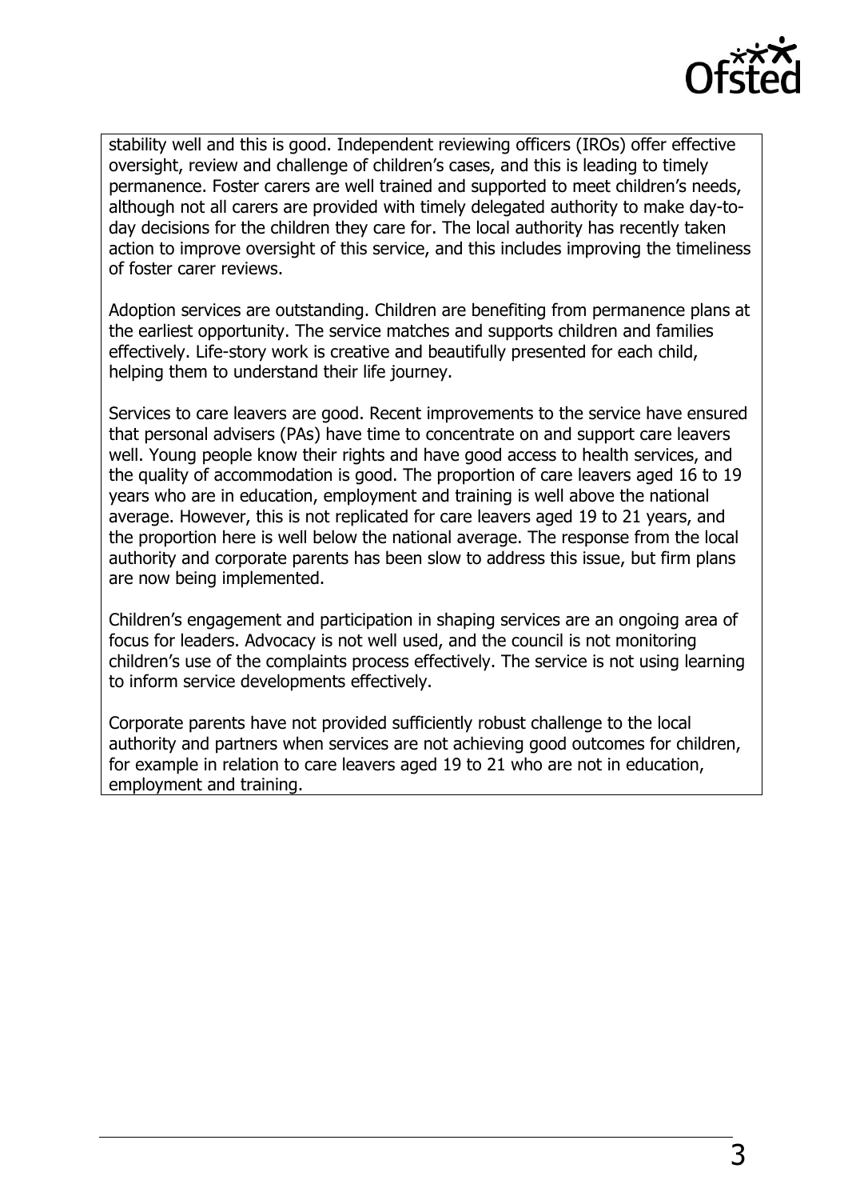stability well and this is good. Independent reviewing officers (IROs) offer effective oversight, review and challenge of children's cases, and this is leading to timely permanence. Foster carers are well trained and supported to meet children's needs, although not all carers are provided with timely delegated authority to make day-to-day decisions for the children they care for. The local authority has recently taken action to improve oversight of this service, and this includes improving the timeliness of foster carer reviews.

Adoption services are outstanding. Children are benefiting from permanence plans at the earliest opportunity. The service matches and supports children and families effectively. Life-story work is creative and beautifully presented for each child, helping them to understand their life journey.

Services to care leavers are good. Recent improvements to the service have ensured that personal advisers (PAs) have time to concentrate on and support care leavers well. Young people know their rights and have good access to health services, and the quality of accommodation is good. The proportion of care leavers aged 16 to 19 years who are in education, employment and training is well above the national average. However, this is not replicated for care leavers aged 19 to 21 years, and the proportion here is well below the national average. The response from the local authority and corporate parents has been slow to address this issue, but firm plans are now being implemented.

Children's engagement and participation in shaping services are an ongoing area of focus for leaders. Advocacy is not well used, and the council is not monitoring children's use of the complaints process effectively. The service is not using learning to inform service developments effectively.

Corporate parents have not provided sufficiently robust challenge to the local authority and partners when services are not achieving good outcomes for children, for example in relation to care leavers aged 19 to 21 who are not in education, employment and training.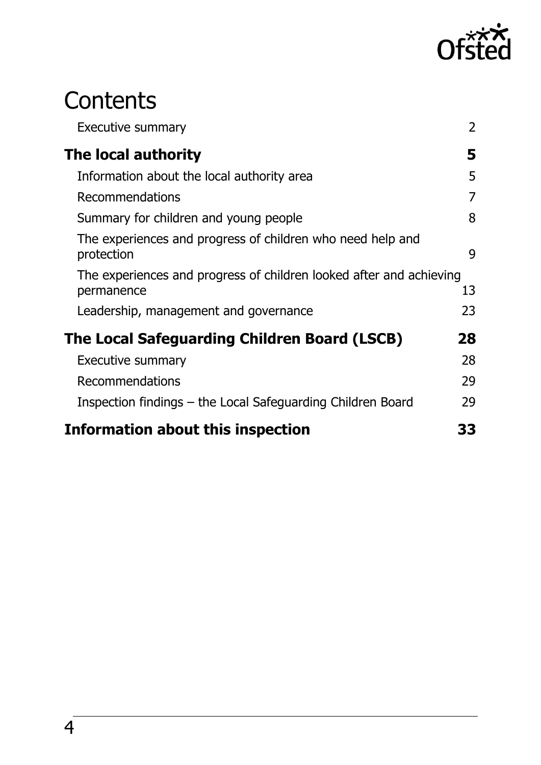# Contents

| | |
|---|---|
| Executive summary | 2 |
| **The local authority** | **5** |
| Information about the local authority area | 5 |
| Recommendations | 7 |
| Summary for children and young people | 8 |
| The experiences and progress of children who need help and protection | 9 |
| The experiences and progress of children looked after and achieving permanence | 13 |
| Leadership, management and governance | 23 |
| **The Local Safeguarding Children Board (LSCB)** | **28** |
| Executive summary | 28 |
| Recommendations | 29 |
| Inspection findings – the Local Safeguarding Children Board | 29 |
| **Information about this inspection** | **33** |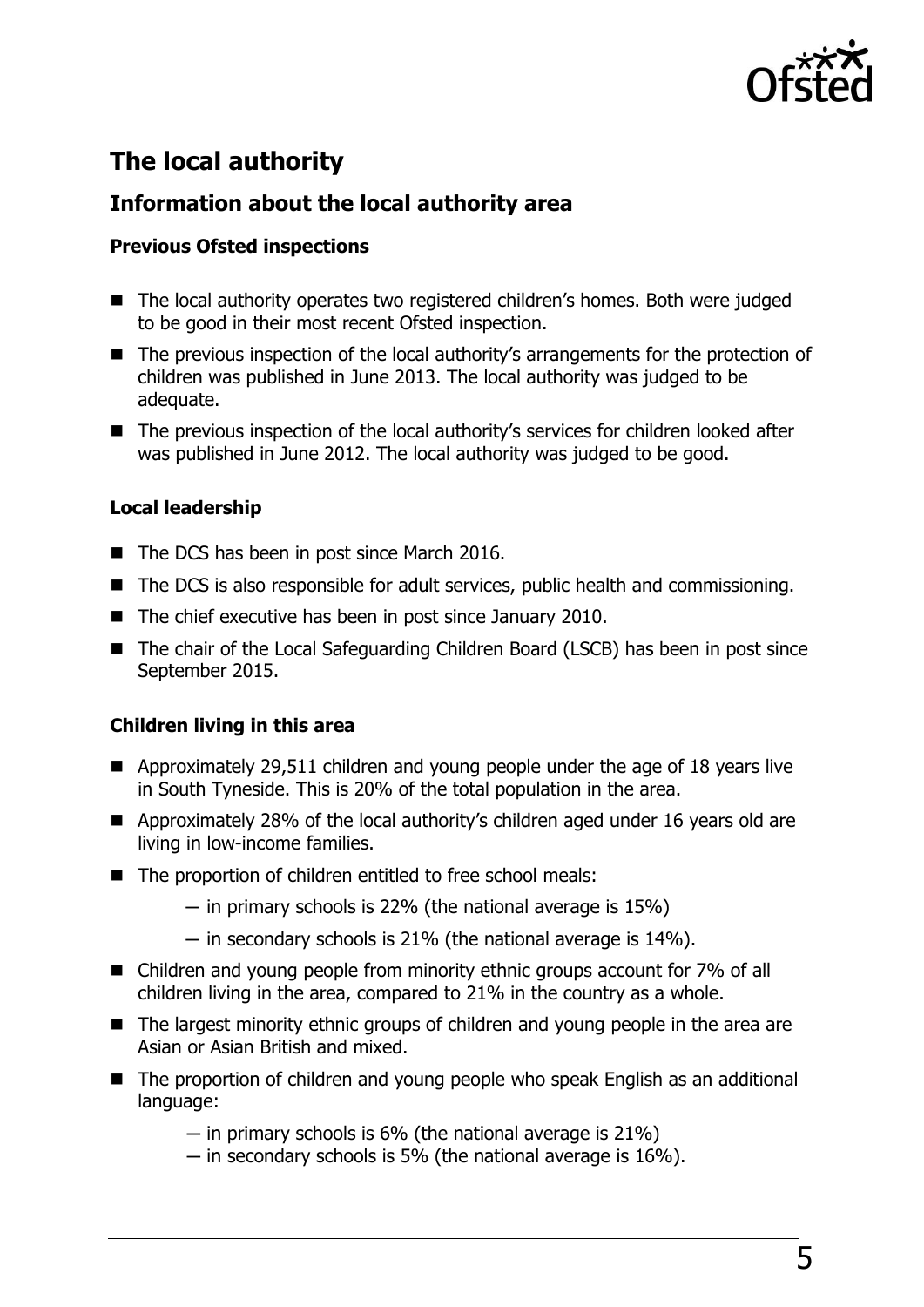## The local authority

### Information about the local authority area

#### Previous Ofsted inspections

- The local authority operates two registered children's homes. Both were judged to be good in their most recent Ofsted inspection.
- The previous inspection of the local authority's arrangements for the protection of children was published in June 2013. The local authority was judged to be adequate.
- The previous inspection of the local authority's services for children looked after was published in June 2012. The local authority was judged to be good.

#### Local leadership

- The DCS has been in post since March 2016.
- The DCS is also responsible for adult services, public health and commissioning.
- The chief executive has been in post since January 2010.
- The chair of the Local Safeguarding Children Board (LSCB) has been in post since September 2015.

#### Children living in this area

- Approximately 29,511 children and young people under the age of 18 years live in South Tyneside. This is 20% of the total population in the area.
- Approximately 28% of the local authority's children aged under 16 years old are living in low-income families.
- The proportion of children entitled to free school meals:
  - in primary schools is 22% (the national average is 15%)
  - in secondary schools is 21% (the national average is 14%).
- Children and young people from minority ethnic groups account for 7% of all children living in the area, compared to 21% in the country as a whole.
- The largest minority ethnic groups of children and young people in the area are Asian or Asian British and mixed.
- The proportion of children and young people who speak English as an additional language:
  - in primary schools is 6% (the national average is 21%)
  - in secondary schools is 5% (the national average is 16%).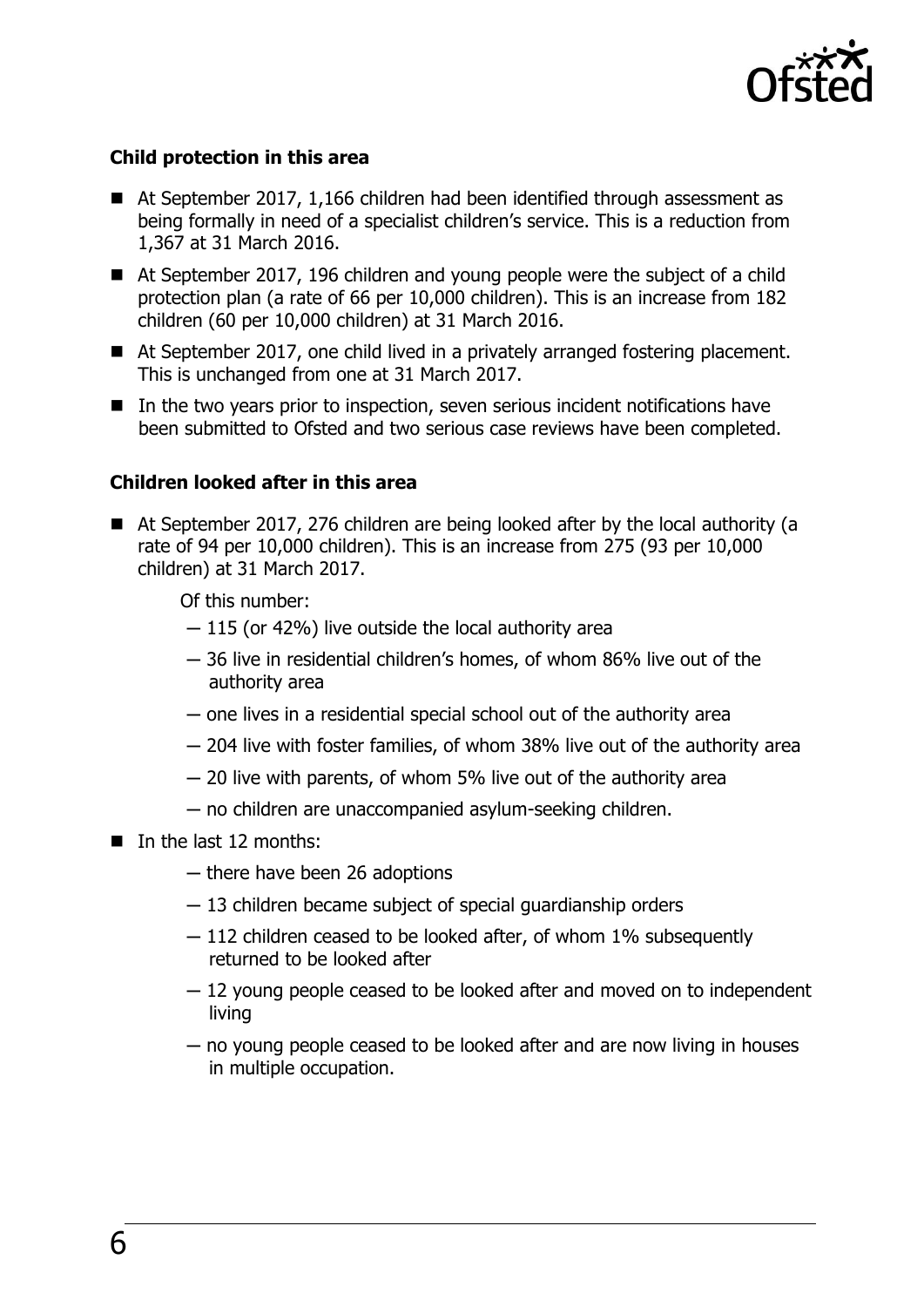**Child protection in this area**

- At September 2017, 1,166 children had been identified through assessment as being formally in need of a specialist children's service. This is a reduction from 1,367 at 31 March 2016.
- At September 2017, 196 children and young people were the subject of a child protection plan (a rate of 66 per 10,000 children). This is an increase from 182 children (60 per 10,000 children) at 31 March 2016.
- At September 2017, one child lived in a privately arranged fostering placement. This is unchanged from one at 31 March 2017.
- In the two years prior to inspection, seven serious incident notifications have been submitted to Ofsted and two serious case reviews have been completed.

**Children looked after in this area**

- At September 2017, 276 children are being looked after by the local authority (a rate of 94 per 10,000 children). This is an increase from 275 (93 per 10,000 children) at 31 March 2017.

  Of this number:
  - 115 (or 42%) live outside the local authority area
  - 36 live in residential children's homes, of whom 86% live out of the authority area
  - one lives in a residential special school out of the authority area
  - 204 live with foster families, of whom 38% live out of the authority area
  - 20 live with parents, of whom 5% live out of the authority area
  - no children are unaccompanied asylum-seeking children.
- In the last 12 months:
  - there have been 26 adoptions
  - 13 children became subject of special guardianship orders
  - 112 children ceased to be looked after, of whom 1% subsequently returned to be looked after
  - 12 young people ceased to be looked after and moved on to independent living
  - no young people ceased to be looked after and are now living in houses in multiple occupation.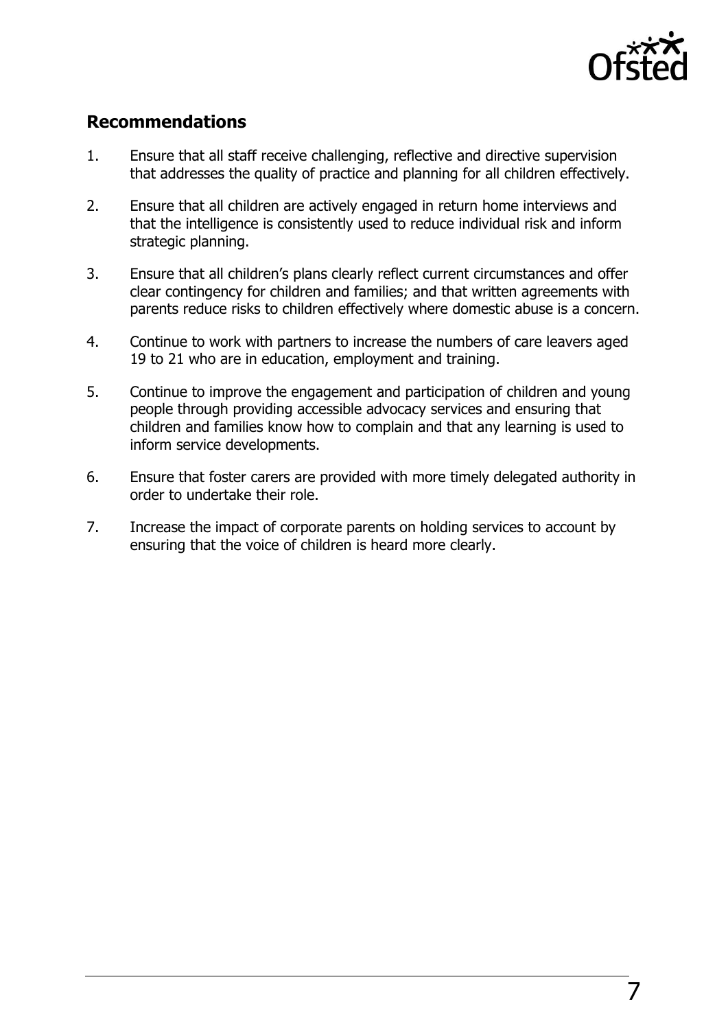## Recommendations

1. Ensure that all staff receive challenging, reflective and directive supervision that addresses the quality of practice and planning for all children effectively.
2. Ensure that all children are actively engaged in return home interviews and that the intelligence is consistently used to reduce individual risk and inform strategic planning.
3. Ensure that all children's plans clearly reflect current circumstances and offer clear contingency for children and families; and that written agreements with parents reduce risks to children effectively where domestic abuse is a concern.
4. Continue to work with partners to increase the numbers of care leavers aged 19 to 21 who are in education, employment and training.
5. Continue to improve the engagement and participation of children and young people through providing accessible advocacy services and ensuring that children and families know how to complain and that any learning is used to inform service developments.
6. Ensure that foster carers are provided with more timely delegated authority in order to undertake their role.
7. Increase the impact of corporate parents on holding services to account by ensuring that the voice of children is heard more clearly.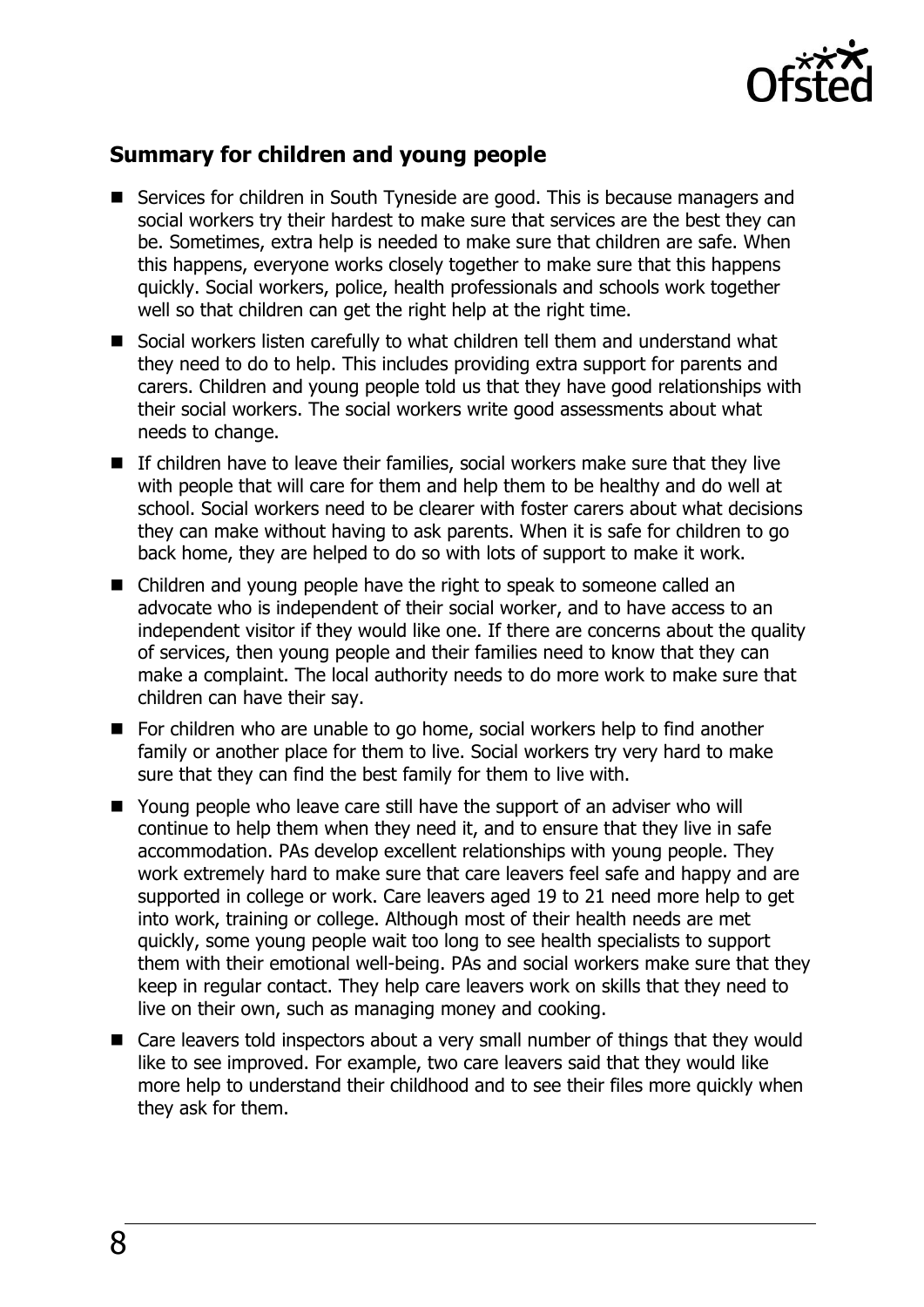## Summary for children and young people

- Services for children in South Tyneside are good. This is because managers and social workers try their hardest to make sure that services are the best they can be. Sometimes, extra help is needed to make sure that children are safe. When this happens, everyone works closely together to make sure that this happens quickly. Social workers, police, health professionals and schools work together well so that children can get the right help at the right time.
- Social workers listen carefully to what children tell them and understand what they need to do to help. This includes providing extra support for parents and carers. Children and young people told us that they have good relationships with their social workers. The social workers write good assessments about what needs to change.
- If children have to leave their families, social workers make sure that they live with people that will care for them and help them to be healthy and do well at school. Social workers need to be clearer with foster carers about what decisions they can make without having to ask parents. When it is safe for children to go back home, they are helped to do so with lots of support to make it work.
- Children and young people have the right to speak to someone called an advocate who is independent of their social worker, and to have access to an independent visitor if they would like one. If there are concerns about the quality of services, then young people and their families need to know that they can make a complaint. The local authority needs to do more work to make sure that children can have their say.
- For children who are unable to go home, social workers help to find another family or another place for them to live. Social workers try very hard to make sure that they can find the best family for them to live with.
- Young people who leave care still have the support of an adviser who will continue to help them when they need it, and to ensure that they live in safe accommodation. PAs develop excellent relationships with young people. They work extremely hard to make sure that care leavers feel safe and happy and are supported in college or work. Care leavers aged 19 to 21 need more help to get into work, training or college. Although most of their health needs are met quickly, some young people wait too long to see health specialists to support them with their emotional well-being. PAs and social workers make sure that they keep in regular contact. They help care leavers work on skills that they need to live on their own, such as managing money and cooking.
- Care leavers told inspectors about a very small number of things that they would like to see improved. For example, two care leavers said that they would like more help to understand their childhood and to see their files more quickly when they ask for them.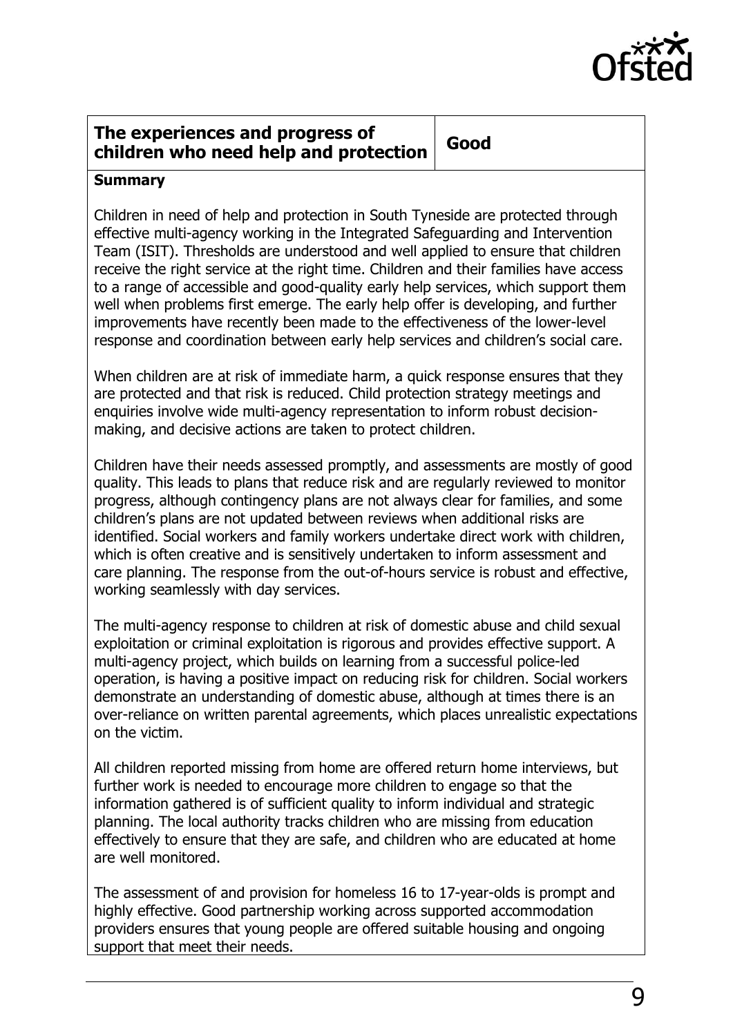| The experiences and progress of children who need help and protection | Good |
| --- | --- |

**Summary**

Children in need of help and protection in South Tyneside are protected through effective multi-agency working in the Integrated Safeguarding and Intervention Team (ISIT). Thresholds are understood and well applied to ensure that children receive the right service at the right time. Children and their families have access to a range of accessible and good-quality early help services, which support them well when problems first emerge. The early help offer is developing, and further improvements have recently been made to the effectiveness of the lower-level response and coordination between early help services and children's social care.

When children are at risk of immediate harm, a quick response ensures that they are protected and that risk is reduced. Child protection strategy meetings and enquiries involve wide multi-agency representation to inform robust decision-making, and decisive actions are taken to protect children.

Children have their needs assessed promptly, and assessments are mostly of good quality. This leads to plans that reduce risk and are regularly reviewed to monitor progress, although contingency plans are not always clear for families, and some children's plans are not updated between reviews when additional risks are identified. Social workers and family workers undertake direct work with children, which is often creative and is sensitively undertaken to inform assessment and care planning. The response from the out-of-hours service is robust and effective, working seamlessly with day services.

The multi-agency response to children at risk of domestic abuse and child sexual exploitation or criminal exploitation is rigorous and provides effective support. A multi-agency project, which builds on learning from a successful police-led operation, is having a positive impact on reducing risk for children. Social workers demonstrate an understanding of domestic abuse, although at times there is an over-reliance on written parental agreements, which places unrealistic expectations on the victim.

All children reported missing from home are offered return home interviews, but further work is needed to encourage more children to engage so that the information gathered is of sufficient quality to inform individual and strategic planning. The local authority tracks children who are missing from education effectively to ensure that they are safe, and children who are educated at home are well monitored.

The assessment of and provision for homeless 16 to 17-year-olds is prompt and highly effective. Good partnership working across supported accommodation providers ensures that young people are offered suitable housing and ongoing support that meet their needs.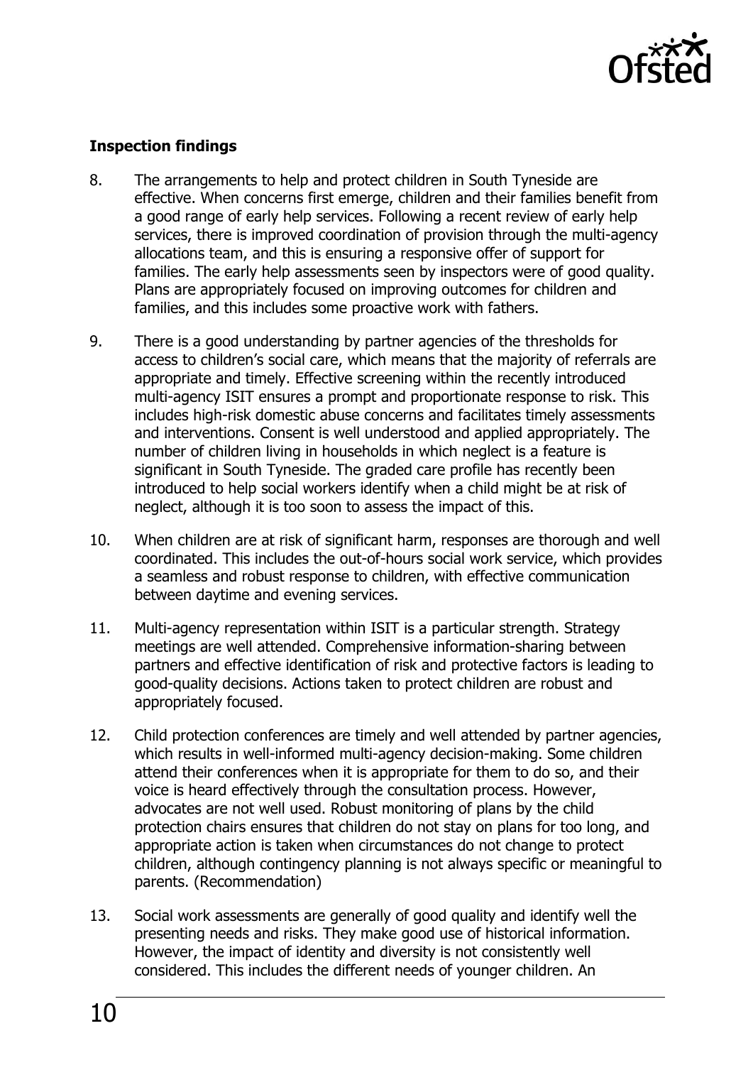**Inspection findings**

8. The arrangements to help and protect children in South Tyneside are effective. When concerns first emerge, children and their families benefit from a good range of early help services. Following a recent review of early help services, there is improved coordination of provision through the multi-agency allocations team, and this is ensuring a responsive offer of support for families. The early help assessments seen by inspectors were of good quality. Plans are appropriately focused on improving outcomes for children and families, and this includes some proactive work with fathers.

9. There is a good understanding by partner agencies of the thresholds for access to children's social care, which means that the majority of referrals are appropriate and timely. Effective screening within the recently introduced multi-agency ISIT ensures a prompt and proportionate response to risk. This includes high-risk domestic abuse concerns and facilitates timely assessments and interventions. Consent is well understood and applied appropriately. The number of children living in households in which neglect is a feature is significant in South Tyneside. The graded care profile has recently been introduced to help social workers identify when a child might be at risk of neglect, although it is too soon to assess the impact of this.

10. When children are at risk of significant harm, responses are thorough and well coordinated. This includes the out-of-hours social work service, which provides a seamless and robust response to children, with effective communication between daytime and evening services.

11. Multi-agency representation within ISIT is a particular strength. Strategy meetings are well attended. Comprehensive information-sharing between partners and effective identification of risk and protective factors is leading to good-quality decisions. Actions taken to protect children are robust and appropriately focused.

12. Child protection conferences are timely and well attended by partner agencies, which results in well-informed multi-agency decision-making. Some children attend their conferences when it is appropriate for them to do so, and their voice is heard effectively through the consultation process. However, advocates are not well used. Robust monitoring of plans by the child protection chairs ensures that children do not stay on plans for too long, and appropriate action is taken when circumstances do not change to protect children, although contingency planning is not always specific or meaningful to parents. (Recommendation)

13. Social work assessments are generally of good quality and identify well the presenting needs and risks. They make good use of historical information. However, the impact of identity and diversity is not consistently well considered. This includes the different needs of younger children. An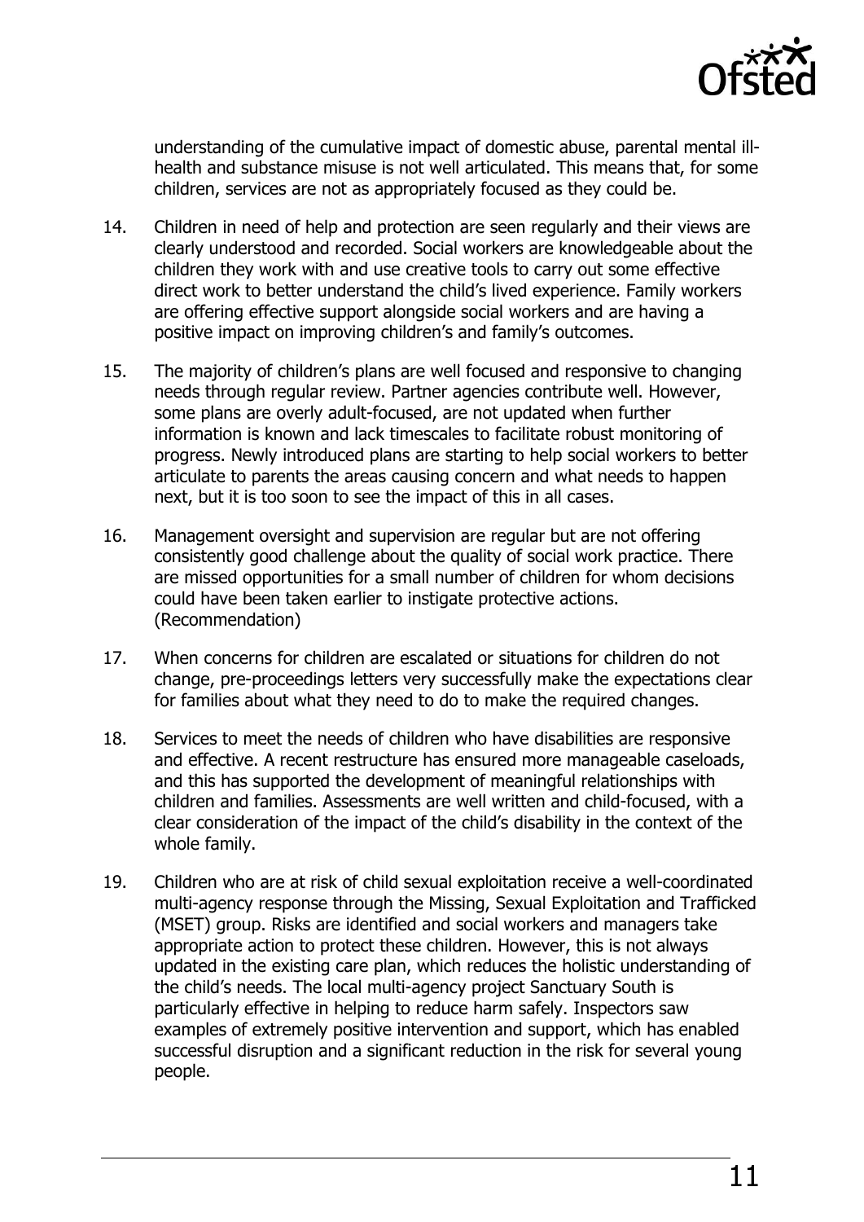understanding of the cumulative impact of domestic abuse, parental mental ill-health and substance misuse is not well articulated. This means that, for some children, services are not as appropriately focused as they could be.

14. Children in need of help and protection are seen regularly and their views are clearly understood and recorded. Social workers are knowledgeable about the children they work with and use creative tools to carry out some effective direct work to better understand the child's lived experience. Family workers are offering effective support alongside social workers and are having a positive impact on improving children's and family's outcomes.

15. The majority of children's plans are well focused and responsive to changing needs through regular review. Partner agencies contribute well. However, some plans are overly adult-focused, are not updated when further information is known and lack timescales to facilitate robust monitoring of progress. Newly introduced plans are starting to help social workers to better articulate to parents the areas causing concern and what needs to happen next, but it is too soon to see the impact of this in all cases.

16. Management oversight and supervision are regular but are not offering consistently good challenge about the quality of social work practice. There are missed opportunities for a small number of children for whom decisions could have been taken earlier to instigate protective actions. (Recommendation)

17. When concerns for children are escalated or situations for children do not change, pre-proceedings letters very successfully make the expectations clear for families about what they need to do to make the required changes.

18. Services to meet the needs of children who have disabilities are responsive and effective. A recent restructure has ensured more manageable caseloads, and this has supported the development of meaningful relationships with children and families. Assessments are well written and child-focused, with a clear consideration of the impact of the child's disability in the context of the whole family.

19. Children who are at risk of child sexual exploitation receive a well-coordinated multi-agency response through the Missing, Sexual Exploitation and Trafficked (MSET) group. Risks are identified and social workers and managers take appropriate action to protect these children. However, this is not always updated in the existing care plan, which reduces the holistic understanding of the child's needs. The local multi-agency project Sanctuary South is particularly effective in helping to reduce harm safely. Inspectors saw examples of extremely positive intervention and support, which has enabled successful disruption and a significant reduction in the risk for several young people.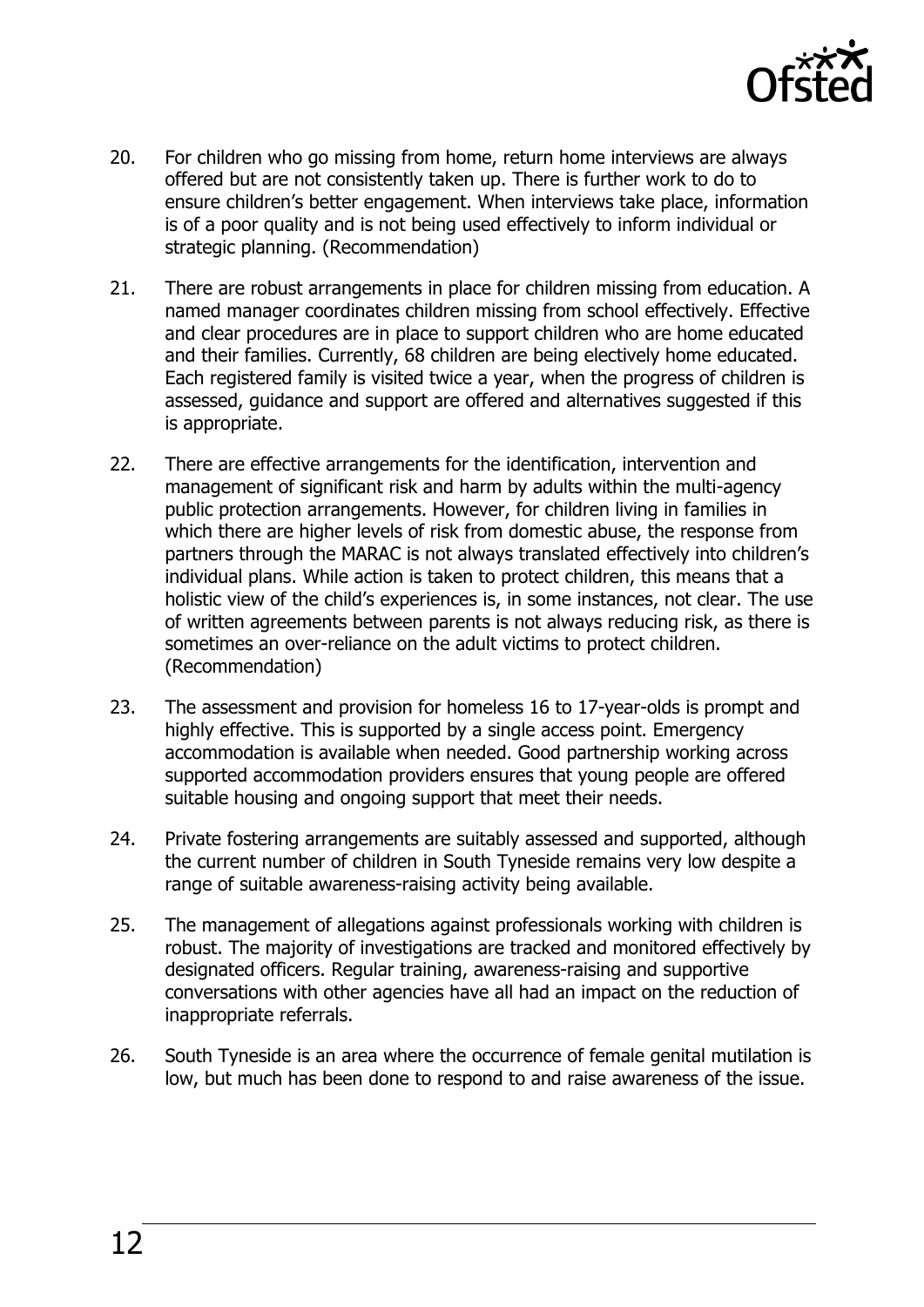20. For children who go missing from home, return home interviews are always offered but are not consistently taken up. There is further work to do to ensure children's better engagement. When interviews take place, information is of a poor quality and is not being used effectively to inform individual or strategic planning. (Recommendation)

21. There are robust arrangements in place for children missing from education. A named manager coordinates children missing from school effectively. Effective and clear procedures are in place to support children who are home educated and their families. Currently, 68 children are being electively home educated. Each registered family is visited twice a year, when the progress of children is assessed, guidance and support are offered and alternatives suggested if this is appropriate.

22. There are effective arrangements for the identification, intervention and management of significant risk and harm by adults within the multi-agency public protection arrangements. However, for children living in families in which there are higher levels of risk from domestic abuse, the response from partners through the MARAC is not always translated effectively into children's individual plans. While action is taken to protect children, this means that a holistic view of the child's experiences is, in some instances, not clear. The use of written agreements between parents is not always reducing risk, as there is sometimes an over-reliance on the adult victims to protect children. (Recommendation)

23. The assessment and provision for homeless 16 to 17-year-olds is prompt and highly effective. This is supported by a single access point. Emergency accommodation is available when needed. Good partnership working across supported accommodation providers ensures that young people are offered suitable housing and ongoing support that meet their needs.

24. Private fostering arrangements are suitably assessed and supported, although the current number of children in South Tyneside remains very low despite a range of suitable awareness-raising activity being available.

25. The management of allegations against professionals working with children is robust. The majority of investigations are tracked and monitored effectively by designated officers. Regular training, awareness-raising and supportive conversations with other agencies have all had an impact on the reduction of inappropriate referrals.

26. South Tyneside is an area where the occurrence of female genital mutilation is low, but much has been done to respond to and raise awareness of the issue.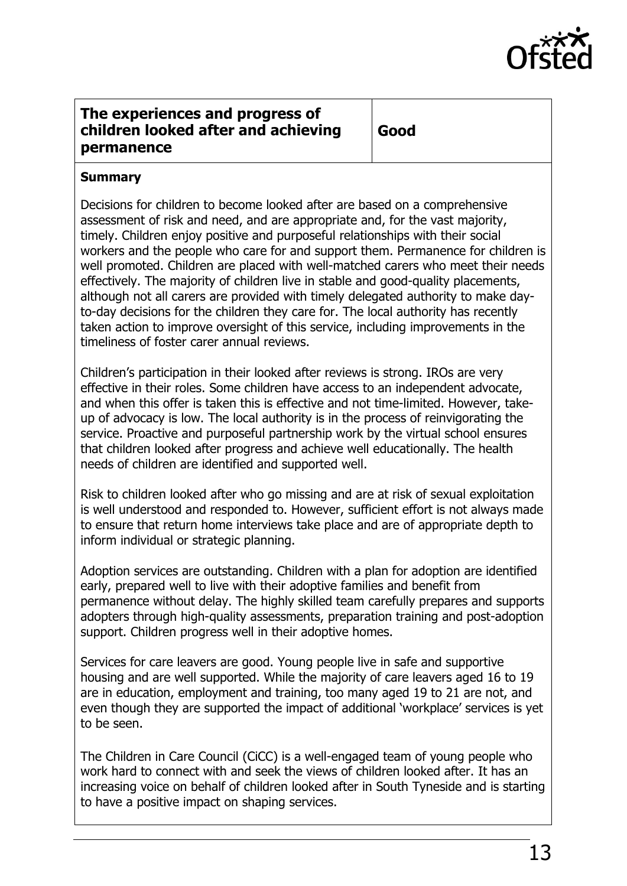| The experiences and progress of children looked after and achieving permanence | Good |
| --- | --- |

**Summary**

Decisions for children to become looked after are based on a comprehensive assessment of risk and need, and are appropriate and, for the vast majority, timely. Children enjoy positive and purposeful relationships with their social workers and the people who care for and support them. Permanence for children is well promoted. Children are placed with well-matched carers who meet their needs effectively. The majority of children live in stable and good-quality placements, although not all carers are provided with timely delegated authority to make day-to-day decisions for the children they care for. The local authority has recently taken action to improve oversight of this service, including improvements in the timeliness of foster carer annual reviews.

Children's participation in their looked after reviews is strong. IROs are very effective in their roles. Some children have access to an independent advocate, and when this offer is taken this is effective and not time-limited. However, take-up of advocacy is low. The local authority is in the process of reinvigorating the service. Proactive and purposeful partnership work by the virtual school ensures that children looked after progress and achieve well educationally. The health needs of children are identified and supported well.

Risk to children looked after who go missing and are at risk of sexual exploitation is well understood and responded to. However, sufficient effort is not always made to ensure that return home interviews take place and are of appropriate depth to inform individual or strategic planning.

Adoption services are outstanding. Children with a plan for adoption are identified early, prepared well to live with their adoptive families and benefit from permanence without delay. The highly skilled team carefully prepares and supports adopters through high-quality assessments, preparation training and post-adoption support. Children progress well in their adoptive homes.

Services for care leavers are good. Young people live in safe and supportive housing and are well supported. While the majority of care leavers aged 16 to 19 are in education, employment and training, too many aged 19 to 21 are not, and even though they are supported the impact of additional 'workplace' services is yet to be seen.

The Children in Care Council (CiCC) is a well-engaged team of young people who work hard to connect with and seek the views of children looked after. It has an increasing voice on behalf of children looked after in South Tyneside and is starting to have a positive impact on shaping services.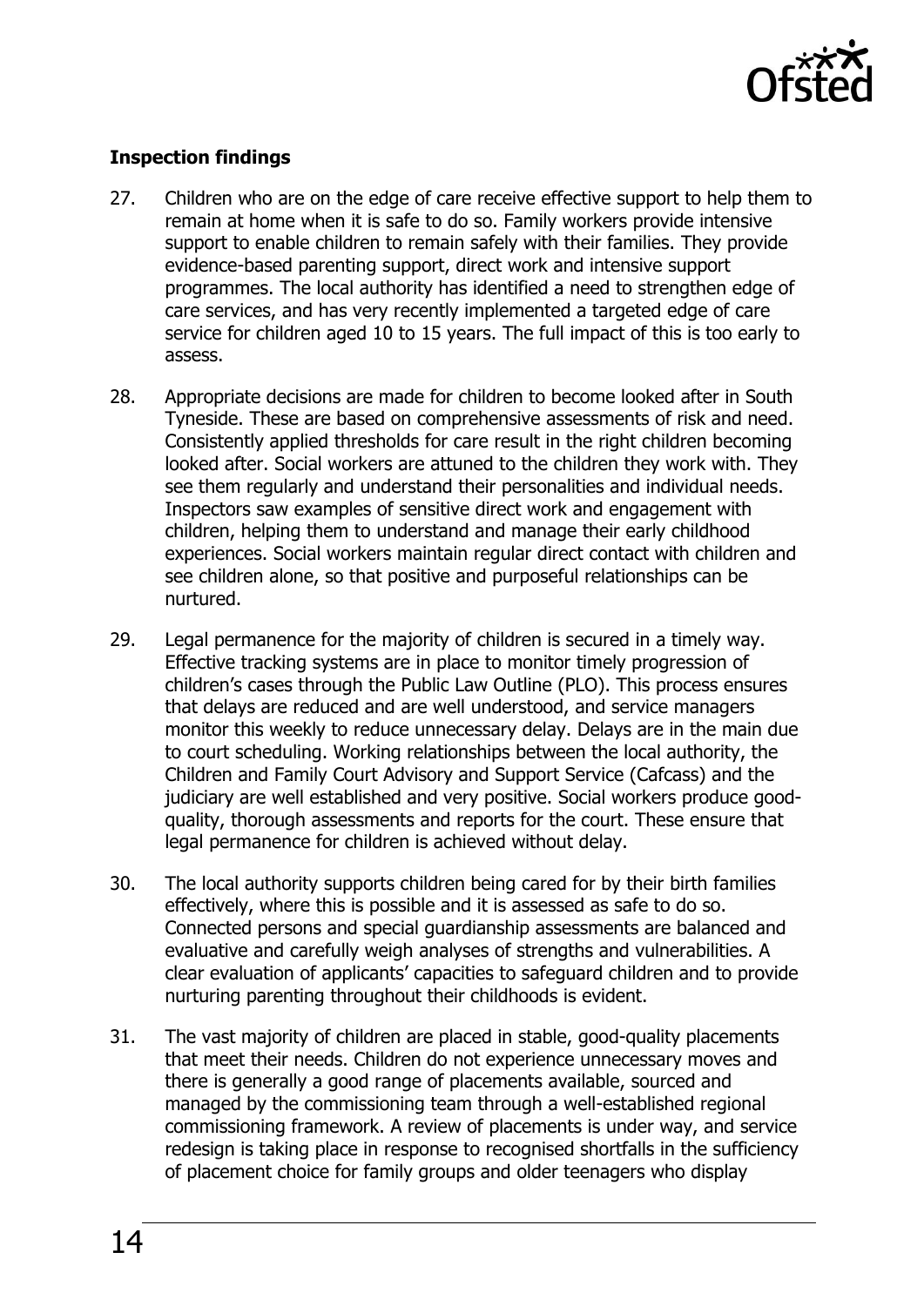**Inspection findings**

27. Children who are on the edge of care receive effective support to help them to remain at home when it is safe to do so. Family workers provide intensive support to enable children to remain safely with their families. They provide evidence-based parenting support, direct work and intensive support programmes. The local authority has identified a need to strengthen edge of care services, and has very recently implemented a targeted edge of care service for children aged 10 to 15 years. The full impact of this is too early to assess.

28. Appropriate decisions are made for children to become looked after in South Tyneside. These are based on comprehensive assessments of risk and need. Consistently applied thresholds for care result in the right children becoming looked after. Social workers are attuned to the children they work with. They see them regularly and understand their personalities and individual needs. Inspectors saw examples of sensitive direct work and engagement with children, helping them to understand and manage their early childhood experiences. Social workers maintain regular direct contact with children and see children alone, so that positive and purposeful relationships can be nurtured.

29. Legal permanence for the majority of children is secured in a timely way. Effective tracking systems are in place to monitor timely progression of children's cases through the Public Law Outline (PLO). This process ensures that delays are reduced and are well understood, and service managers monitor this weekly to reduce unnecessary delay. Delays are in the main due to court scheduling. Working relationships between the local authority, the Children and Family Court Advisory and Support Service (Cafcass) and the judiciary are well established and very positive. Social workers produce good-quality, thorough assessments and reports for the court. These ensure that legal permanence for children is achieved without delay.

30. The local authority supports children being cared for by their birth families effectively, where this is possible and it is assessed as safe to do so. Connected persons and special guardianship assessments are balanced and evaluative and carefully weigh analyses of strengths and vulnerabilities. A clear evaluation of applicants' capacities to safeguard children and to provide nurturing parenting throughout their childhoods is evident.

31. The vast majority of children are placed in stable, good-quality placements that meet their needs. Children do not experience unnecessary moves and there is generally a good range of placements available, sourced and managed by the commissioning team through a well-established regional commissioning framework. A review of placements is under way, and service redesign is taking place in response to recognised shortfalls in the sufficiency of placement choice for family groups and older teenagers who display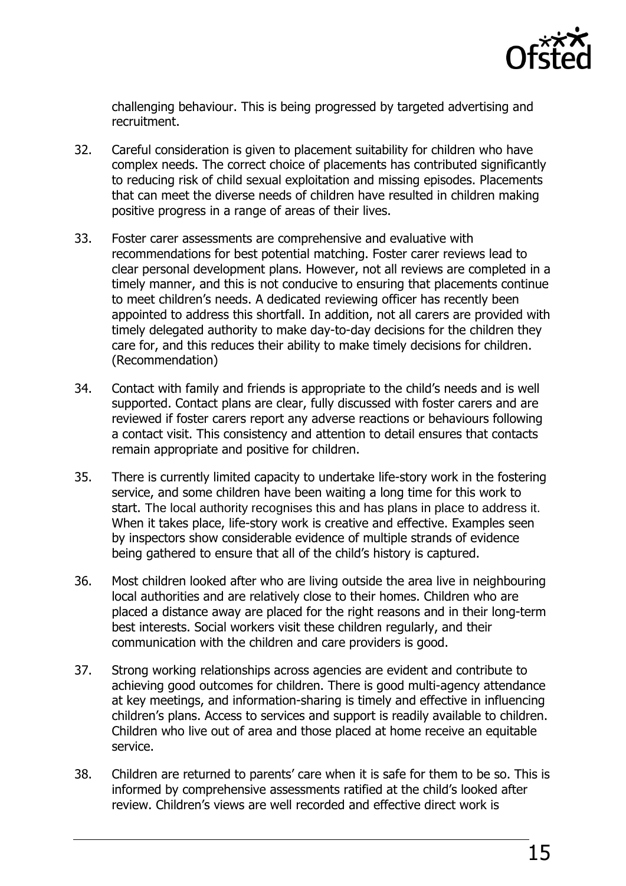challenging behaviour. This is being progressed by targeted advertising and recruitment.

32. Careful consideration is given to placement suitability for children who have complex needs. The correct choice of placements has contributed significantly to reducing risk of child sexual exploitation and missing episodes. Placements that can meet the diverse needs of children have resulted in children making positive progress in a range of areas of their lives.

33. Foster carer assessments are comprehensive and evaluative with recommendations for best potential matching. Foster carer reviews lead to clear personal development plans. However, not all reviews are completed in a timely manner, and this is not conducive to ensuring that placements continue to meet children's needs. A dedicated reviewing officer has recently been appointed to address this shortfall. In addition, not all carers are provided with timely delegated authority to make day-to-day decisions for the children they care for, and this reduces their ability to make timely decisions for children. (Recommendation)

34. Contact with family and friends is appropriate to the child's needs and is well supported. Contact plans are clear, fully discussed with foster carers and are reviewed if foster carers report any adverse reactions or behaviours following a contact visit. This consistency and attention to detail ensures that contacts remain appropriate and positive for children.

35. There is currently limited capacity to undertake life-story work in the fostering service, and some children have been waiting a long time for this work to start. The local authority recognises this and has plans in place to address it. When it takes place, life-story work is creative and effective. Examples seen by inspectors show considerable evidence of multiple strands of evidence being gathered to ensure that all of the child's history is captured.

36. Most children looked after who are living outside the area live in neighbouring local authorities and are relatively close to their homes. Children who are placed a distance away are placed for the right reasons and in their long-term best interests. Social workers visit these children regularly, and their communication with the children and care providers is good.

37. Strong working relationships across agencies are evident and contribute to achieving good outcomes for children. There is good multi-agency attendance at key meetings, and information-sharing is timely and effective in influencing children's plans. Access to services and support is readily available to children. Children who live out of area and those placed at home receive an equitable service.

38. Children are returned to parents' care when it is safe for them to be so. This is informed by comprehensive assessments ratified at the child's looked after review. Children's views are well recorded and effective direct work is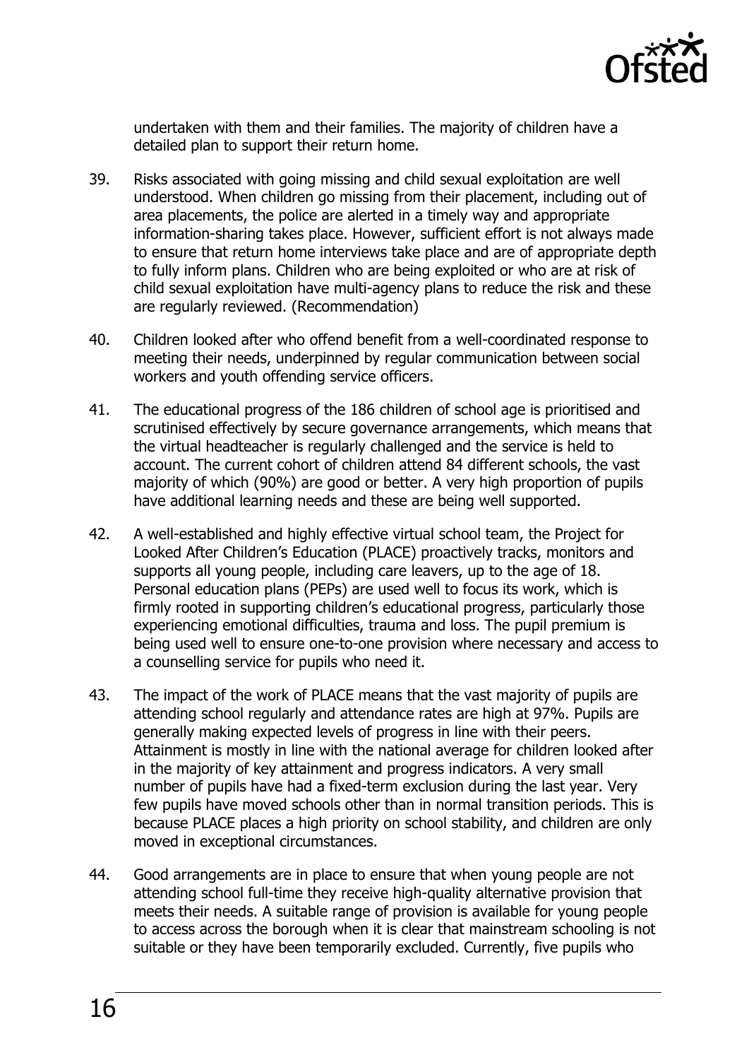undertaken with them and their families. The majority of children have a detailed plan to support their return home.

39. Risks associated with going missing and child sexual exploitation are well understood. When children go missing from their placement, including out of area placements, the police are alerted in a timely way and appropriate information-sharing takes place. However, sufficient effort is not always made to ensure that return home interviews take place and are of appropriate depth to fully inform plans. Children who are being exploited or who are at risk of child sexual exploitation have multi-agency plans to reduce the risk and these are regularly reviewed. (Recommendation)

40. Children looked after who offend benefit from a well-coordinated response to meeting their needs, underpinned by regular communication between social workers and youth offending service officers.

41. The educational progress of the 186 children of school age is prioritised and scrutinised effectively by secure governance arrangements, which means that the virtual headteacher is regularly challenged and the service is held to account. The current cohort of children attend 84 different schools, the vast majority of which (90%) are good or better. A very high proportion of pupils have additional learning needs and these are being well supported.

42. A well-established and highly effective virtual school team, the Project for Looked After Children's Education (PLACE) proactively tracks, monitors and supports all young people, including care leavers, up to the age of 18. Personal education plans (PEPs) are used well to focus its work, which is firmly rooted in supporting children's educational progress, particularly those experiencing emotional difficulties, trauma and loss. The pupil premium is being used well to ensure one-to-one provision where necessary and access to a counselling service for pupils who need it.

43. The impact of the work of PLACE means that the vast majority of pupils are attending school regularly and attendance rates are high at 97%. Pupils are generally making expected levels of progress in line with their peers. Attainment is mostly in line with the national average for children looked after in the majority of key attainment and progress indicators. A very small number of pupils have had a fixed-term exclusion during the last year. Very few pupils have moved schools other than in normal transition periods. This is because PLACE places a high priority on school stability, and children are only moved in exceptional circumstances.

44. Good arrangements are in place to ensure that when young people are not attending school full-time they receive high-quality alternative provision that meets their needs. A suitable range of provision is available for young people to access across the borough when it is clear that mainstream schooling is not suitable or they have been temporarily excluded. Currently, five pupils who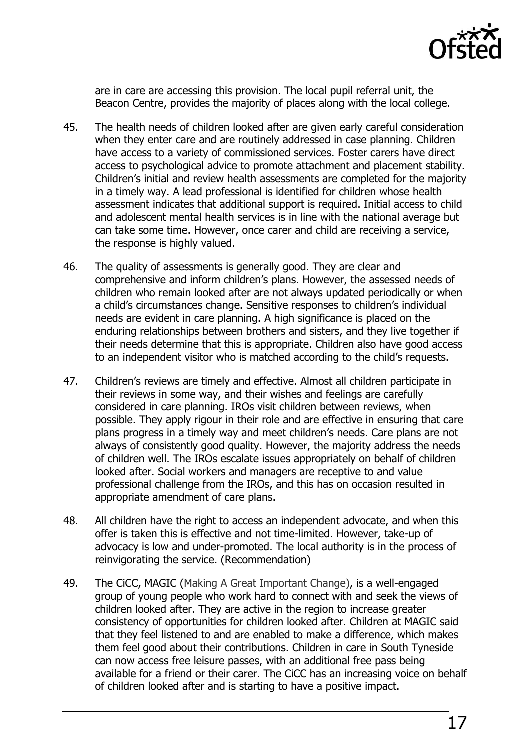are in care are accessing this provision. The local pupil referral unit, the Beacon Centre, provides the majority of places along with the local college.

45. The health needs of children looked after are given early careful consideration when they enter care and are routinely addressed in case planning. Children have access to a variety of commissioned services. Foster carers have direct access to psychological advice to promote attachment and placement stability. Children's initial and review health assessments are completed for the majority in a timely way. A lead professional is identified for children whose health assessment indicates that additional support is required. Initial access to child and adolescent mental health services is in line with the national average but can take some time. However, once carer and child are receiving a service, the response is highly valued.

46. The quality of assessments is generally good. They are clear and comprehensive and inform children's plans. However, the assessed needs of children who remain looked after are not always updated periodically or when a child's circumstances change. Sensitive responses to children's individual needs are evident in care planning. A high significance is placed on the enduring relationships between brothers and sisters, and they live together if their needs determine that this is appropriate. Children also have good access to an independent visitor who is matched according to the child's requests.

47. Children's reviews are timely and effective. Almost all children participate in their reviews in some way, and their wishes and feelings are carefully considered in care planning. IROs visit children between reviews, when possible. They apply rigour in their role and are effective in ensuring that care plans progress in a timely way and meet children's needs. Care plans are not always of consistently good quality. However, the majority address the needs of children well. The IROs escalate issues appropriately on behalf of children looked after. Social workers and managers are receptive to and value professional challenge from the IROs, and this has on occasion resulted in appropriate amendment of care plans.

48. All children have the right to access an independent advocate, and when this offer is taken this is effective and not time-limited. However, take-up of advocacy is low and under-promoted. The local authority is in the process of reinvigorating the service. (Recommendation)

49. The CiCC, MAGIC (Making A Great Important Change), is a well-engaged group of young people who work hard to connect with and seek the views of children looked after. They are active in the region to increase greater consistency of opportunities for children looked after. Children at MAGIC said that they feel listened to and are enabled to make a difference, which makes them feel good about their contributions. Children in care in South Tyneside can now access free leisure passes, with an additional free pass being available for a friend or their carer. The CiCC has an increasing voice on behalf of children looked after and is starting to have a positive impact.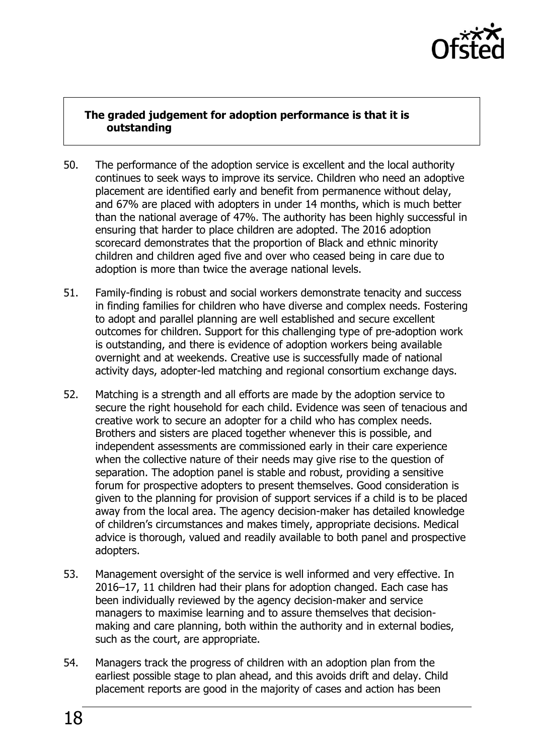**The graded judgement for adoption performance is that it is outstanding**

50. The performance of the adoption service is excellent and the local authority continues to seek ways to improve its service. Children who need an adoptive placement are identified early and benefit from permanence without delay, and 67% are placed with adopters in under 14 months, which is much better than the national average of 47%. The authority has been highly successful in ensuring that harder to place children are adopted. The 2016 adoption scorecard demonstrates that the proportion of Black and ethnic minority children and children aged five and over who ceased being in care due to adoption is more than twice the average national levels.

51. Family-finding is robust and social workers demonstrate tenacity and success in finding families for children who have diverse and complex needs. Fostering to adopt and parallel planning are well established and secure excellent outcomes for children. Support for this challenging type of pre-adoption work is outstanding, and there is evidence of adoption workers being available overnight and at weekends. Creative use is successfully made of national activity days, adopter-led matching and regional consortium exchange days.

52. Matching is a strength and all efforts are made by the adoption service to secure the right household for each child. Evidence was seen of tenacious and creative work to secure an adopter for a child who has complex needs. Brothers and sisters are placed together whenever this is possible, and independent assessments are commissioned early in their care experience when the collective nature of their needs may give rise to the question of separation. The adoption panel is stable and robust, providing a sensitive forum for prospective adopters to present themselves. Good consideration is given to the planning for provision of support services if a child is to be placed away from the local area. The agency decision-maker has detailed knowledge of children's circumstances and makes timely, appropriate decisions. Medical advice is thorough, valued and readily available to both panel and prospective adopters.

53. Management oversight of the service is well informed and very effective. In 2016–17, 11 children had their plans for adoption changed. Each case has been individually reviewed by the agency decision-maker and service managers to maximise learning and to assure themselves that decision-making and care planning, both within the authority and in external bodies, such as the court, are appropriate.

54. Managers track the progress of children with an adoption plan from the earliest possible stage to plan ahead, and this avoids drift and delay. Child placement reports are good in the majority of cases and action has been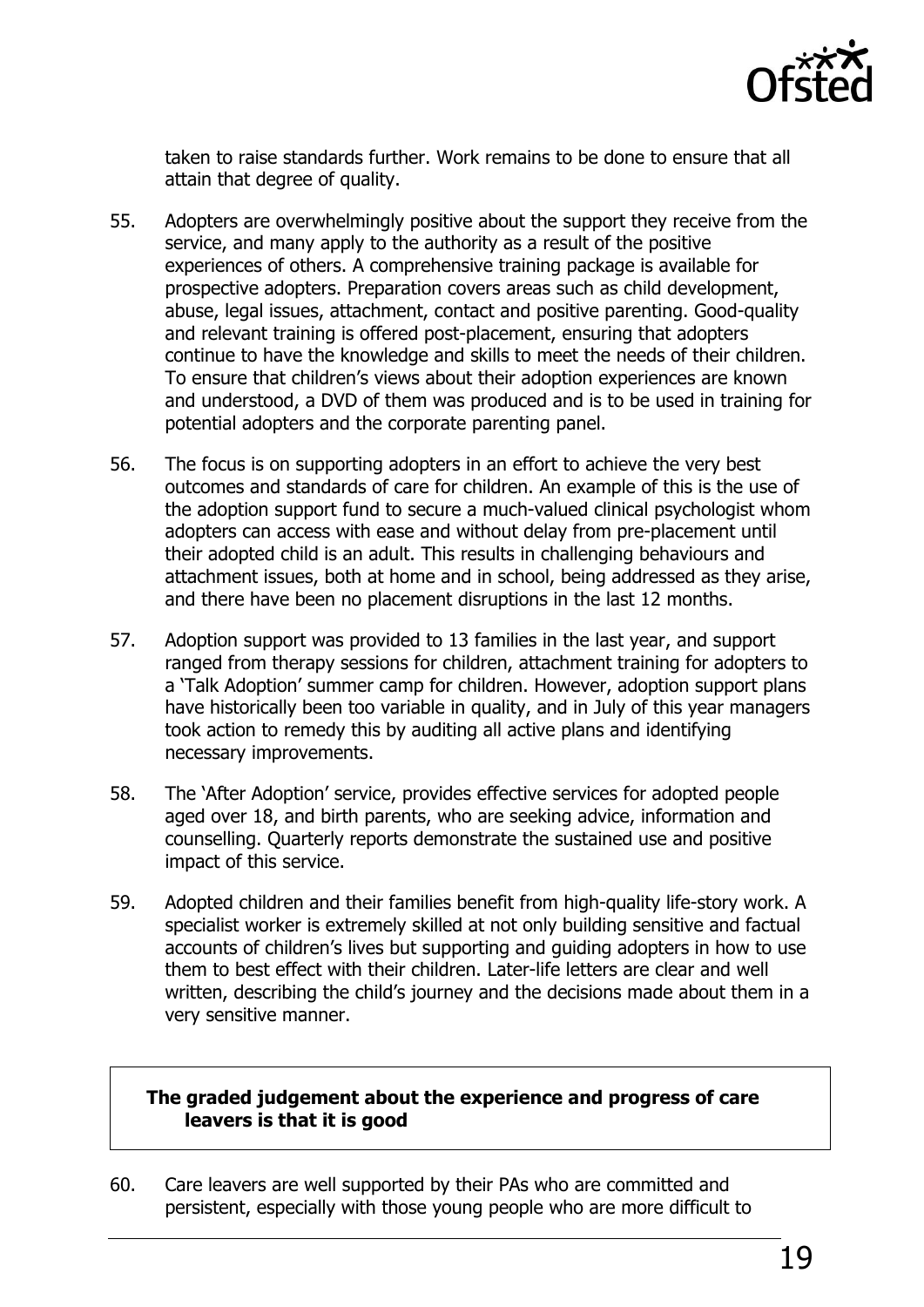taken to raise standards further. Work remains to be done to ensure that all attain that degree of quality.

55. Adopters are overwhelmingly positive about the support they receive from the service, and many apply to the authority as a result of the positive experiences of others. A comprehensive training package is available for prospective adopters. Preparation covers areas such as child development, abuse, legal issues, attachment, contact and positive parenting. Good-quality and relevant training is offered post-placement, ensuring that adopters continue to have the knowledge and skills to meet the needs of their children. To ensure that children's views about their adoption experiences are known and understood, a DVD of them was produced and is to be used in training for potential adopters and the corporate parenting panel.

56. The focus is on supporting adopters in an effort to achieve the very best outcomes and standards of care for children. An example of this is the use of the adoption support fund to secure a much-valued clinical psychologist whom adopters can access with ease and without delay from pre-placement until their adopted child is an adult. This results in challenging behaviours and attachment issues, both at home and in school, being addressed as they arise, and there have been no placement disruptions in the last 12 months.

57. Adoption support was provided to 13 families in the last year, and support ranged from therapy sessions for children, attachment training for adopters to a 'Talk Adoption' summer camp for children. However, adoption support plans have historically been too variable in quality, and in July of this year managers took action to remedy this by auditing all active plans and identifying necessary improvements.

58. The 'After Adoption' service, provides effective services for adopted people aged over 18, and birth parents, who are seeking advice, information and counselling. Quarterly reports demonstrate the sustained use and positive impact of this service.

59. Adopted children and their families benefit from high-quality life-story work. A specialist worker is extremely skilled at not only building sensitive and factual accounts of children's lives but supporting and guiding adopters in how to use them to best effect with their children. Later-life letters are clear and well written, describing the child's journey and the decisions made about them in a very sensitive manner.

**The graded judgement about the experience and progress of care leavers is that it is good**

60. Care leavers are well supported by their PAs who are committed and persistent, especially with those young people who are more difficult to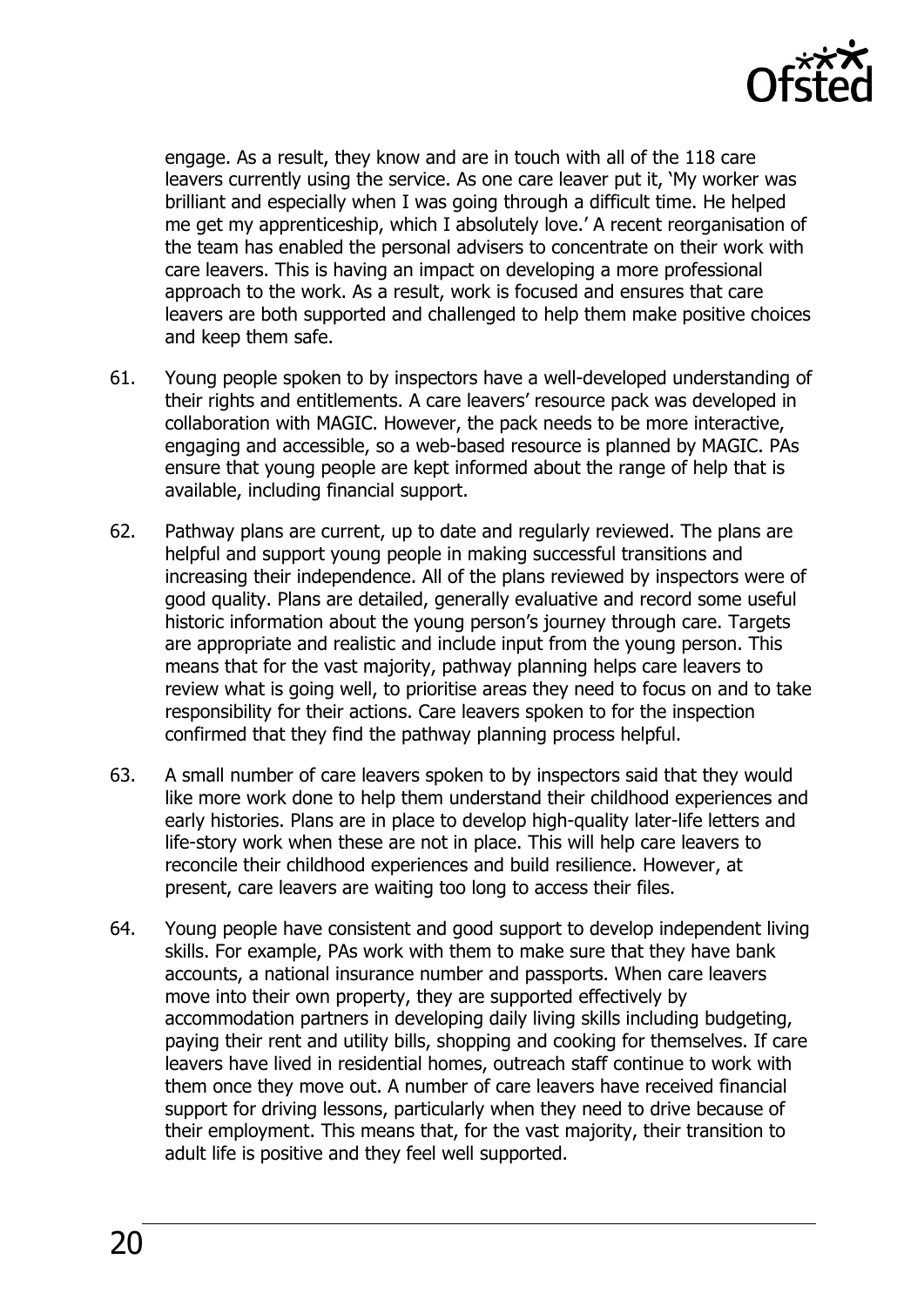engage. As a result, they know and are in touch with all of the 118 care leavers currently using the service. As one care leaver put it, 'My worker was brilliant and especially when I was going through a difficult time. He helped me get my apprenticeship, which I absolutely love.' A recent reorganisation of the team has enabled the personal advisers to concentrate on their work with care leavers. This is having an impact on developing a more professional approach to the work. As a result, work is focused and ensures that care leavers are both supported and challenged to help them make positive choices and keep them safe.

61. Young people spoken to by inspectors have a well-developed understanding of their rights and entitlements. A care leavers' resource pack was developed in collaboration with MAGIC. However, the pack needs to be more interactive, engaging and accessible, so a web-based resource is planned by MAGIC. PAs ensure that young people are kept informed about the range of help that is available, including financial support.

62. Pathway plans are current, up to date and regularly reviewed. The plans are helpful and support young people in making successful transitions and increasing their independence. All of the plans reviewed by inspectors were of good quality. Plans are detailed, generally evaluative and record some useful historic information about the young person's journey through care. Targets are appropriate and realistic and include input from the young person. This means that for the vast majority, pathway planning helps care leavers to review what is going well, to prioritise areas they need to focus on and to take responsibility for their actions. Care leavers spoken to for the inspection confirmed that they find the pathway planning process helpful.

63. A small number of care leavers spoken to by inspectors said that they would like more work done to help them understand their childhood experiences and early histories. Plans are in place to develop high-quality later-life letters and life-story work when these are not in place. This will help care leavers to reconcile their childhood experiences and build resilience. However, at present, care leavers are waiting too long to access their files.

64. Young people have consistent and good support to develop independent living skills. For example, PAs work with them to make sure that they have bank accounts, a national insurance number and passports. When care leavers move into their own property, they are supported effectively by accommodation partners in developing daily living skills including budgeting, paying their rent and utility bills, shopping and cooking for themselves. If care leavers have lived in residential homes, outreach staff continue to work with them once they move out. A number of care leavers have received financial support for driving lessons, particularly when they need to drive because of their employment. This means that, for the vast majority, their transition to adult life is positive and they feel well supported.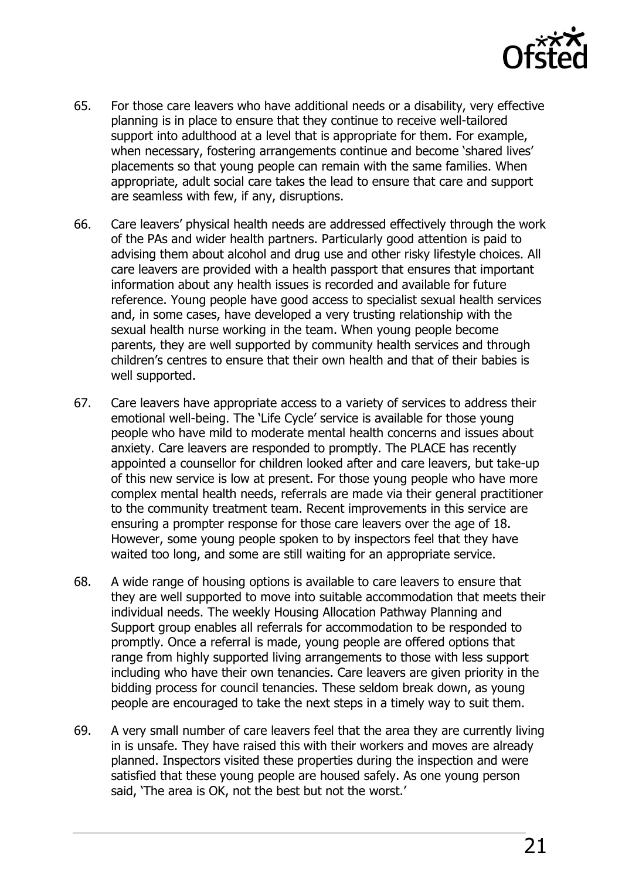65. For those care leavers who have additional needs or a disability, very effective planning is in place to ensure that they continue to receive well-tailored support into adulthood at a level that is appropriate for them. For example, when necessary, fostering arrangements continue and become 'shared lives' placements so that young people can remain with the same families. When appropriate, adult social care takes the lead to ensure that care and support are seamless with few, if any, disruptions.

66. Care leavers' physical health needs are addressed effectively through the work of the PAs and wider health partners. Particularly good attention is paid to advising them about alcohol and drug use and other risky lifestyle choices. All care leavers are provided with a health passport that ensures that important information about any health issues is recorded and available for future reference. Young people have good access to specialist sexual health services and, in some cases, have developed a very trusting relationship with the sexual health nurse working in the team. When young people become parents, they are well supported by community health services and through children's centres to ensure that their own health and that of their babies is well supported.

67. Care leavers have appropriate access to a variety of services to address their emotional well-being. The 'Life Cycle' service is available for those young people who have mild to moderate mental health concerns and issues about anxiety. Care leavers are responded to promptly. The PLACE has recently appointed a counsellor for children looked after and care leavers, but take-up of this new service is low at present. For those young people who have more complex mental health needs, referrals are made via their general practitioner to the community treatment team. Recent improvements in this service are ensuring a prompter response for those care leavers over the age of 18. However, some young people spoken to by inspectors feel that they have waited too long, and some are still waiting for an appropriate service.

68. A wide range of housing options is available to care leavers to ensure that they are well supported to move into suitable accommodation that meets their individual needs. The weekly Housing Allocation Pathway Planning and Support group enables all referrals for accommodation to be responded to promptly. Once a referral is made, young people are offered options that range from highly supported living arrangements to those with less support including who have their own tenancies. Care leavers are given priority in the bidding process for council tenancies. These seldom break down, as young people are encouraged to take the next steps in a timely way to suit them.

69. A very small number of care leavers feel that the area they are currently living in is unsafe. They have raised this with their workers and moves are already planned. Inspectors visited these properties during the inspection and were satisfied that these young people are housed safely. As one young person said, 'The area is OK, not the best but not the worst.'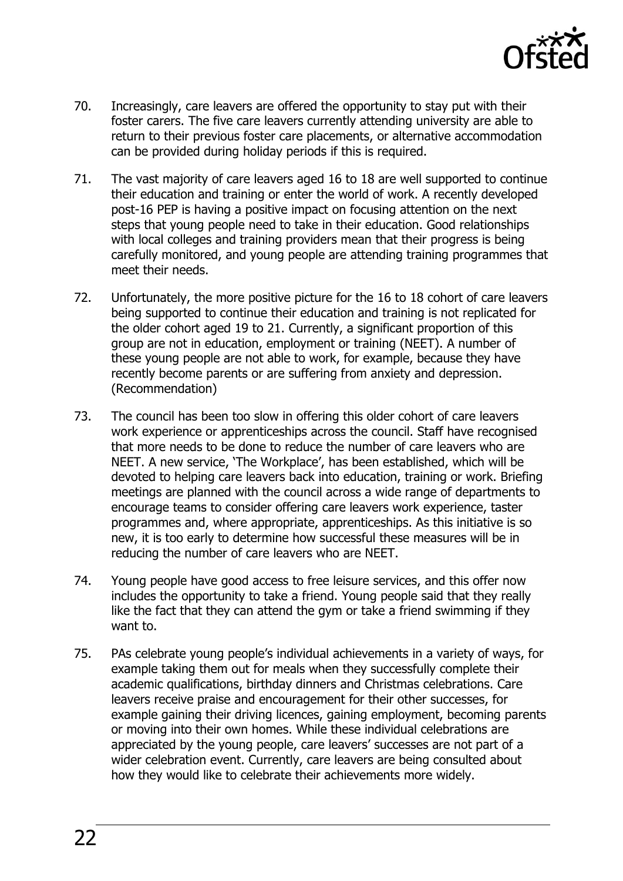70. Increasingly, care leavers are offered the opportunity to stay put with their foster carers. The five care leavers currently attending university are able to return to their previous foster care placements, or alternative accommodation can be provided during holiday periods if this is required.

71. The vast majority of care leavers aged 16 to 18 are well supported to continue their education and training or enter the world of work. A recently developed post-16 PEP is having a positive impact on focusing attention on the next steps that young people need to take in their education. Good relationships with local colleges and training providers mean that their progress is being carefully monitored, and young people are attending training programmes that meet their needs.

72. Unfortunately, the more positive picture for the 16 to 18 cohort of care leavers being supported to continue their education and training is not replicated for the older cohort aged 19 to 21. Currently, a significant proportion of this group are not in education, employment or training (NEET). A number of these young people are not able to work, for example, because they have recently become parents or are suffering from anxiety and depression. (Recommendation)

73. The council has been too slow in offering this older cohort of care leavers work experience or apprenticeships across the council. Staff have recognised that more needs to be done to reduce the number of care leavers who are NEET. A new service, 'The Workplace', has been established, which will be devoted to helping care leavers back into education, training or work. Briefing meetings are planned with the council across a wide range of departments to encourage teams to consider offering care leavers work experience, taster programmes and, where appropriate, apprenticeships. As this initiative is so new, it is too early to determine how successful these measures will be in reducing the number of care leavers who are NEET.

74. Young people have good access to free leisure services, and this offer now includes the opportunity to take a friend. Young people said that they really like the fact that they can attend the gym or take a friend swimming if they want to.

75. PAs celebrate young people's individual achievements in a variety of ways, for example taking them out for meals when they successfully complete their academic qualifications, birthday dinners and Christmas celebrations. Care leavers receive praise and encouragement for their other successes, for example gaining their driving licences, gaining employment, becoming parents or moving into their own homes. While these individual celebrations are appreciated by the young people, care leavers' successes are not part of a wider celebration event. Currently, care leavers are being consulted about how they would like to celebrate their achievements more widely.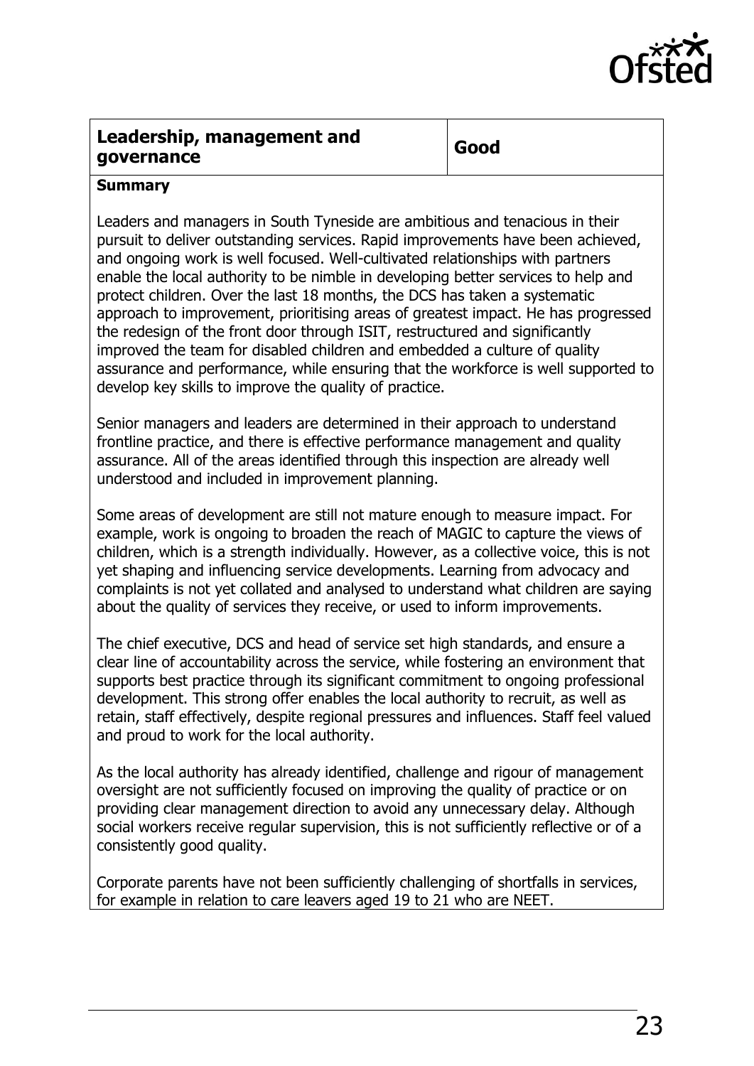| Leadership, management and governance | Good |
| --- | --- |

**Summary**

Leaders and managers in South Tyneside are ambitious and tenacious in their pursuit to deliver outstanding services. Rapid improvements have been achieved, and ongoing work is well focused. Well-cultivated relationships with partners enable the local authority to be nimble in developing better services to help and protect children. Over the last 18 months, the DCS has taken a systematic approach to improvement, prioritising areas of greatest impact. He has progressed the redesign of the front door through ISIT, restructured and significantly improved the team for disabled children and embedded a culture of quality assurance and performance, while ensuring that the workforce is well supported to develop key skills to improve the quality of practice.

Senior managers and leaders are determined in their approach to understand frontline practice, and there is effective performance management and quality assurance. All of the areas identified through this inspection are already well understood and included in improvement planning.

Some areas of development are still not mature enough to measure impact. For example, work is ongoing to broaden the reach of MAGIC to capture the views of children, which is a strength individually. However, as a collective voice, this is not yet shaping and influencing service developments. Learning from advocacy and complaints is not yet collated and analysed to understand what children are saying about the quality of services they receive, or used to inform improvements.

The chief executive, DCS and head of service set high standards, and ensure a clear line of accountability across the service, while fostering an environment that supports best practice through its significant commitment to ongoing professional development. This strong offer enables the local authority to recruit, as well as retain, staff effectively, despite regional pressures and influences. Staff feel valued and proud to work for the local authority.

As the local authority has already identified, challenge and rigour of management oversight are not sufficiently focused on improving the quality of practice or on providing clear management direction to avoid any unnecessary delay. Although social workers receive regular supervision, this is not sufficiently reflective or of a consistently good quality.

Corporate parents have not been sufficiently challenging of shortfalls in services, for example in relation to care leavers aged 19 to 21 who are NEET.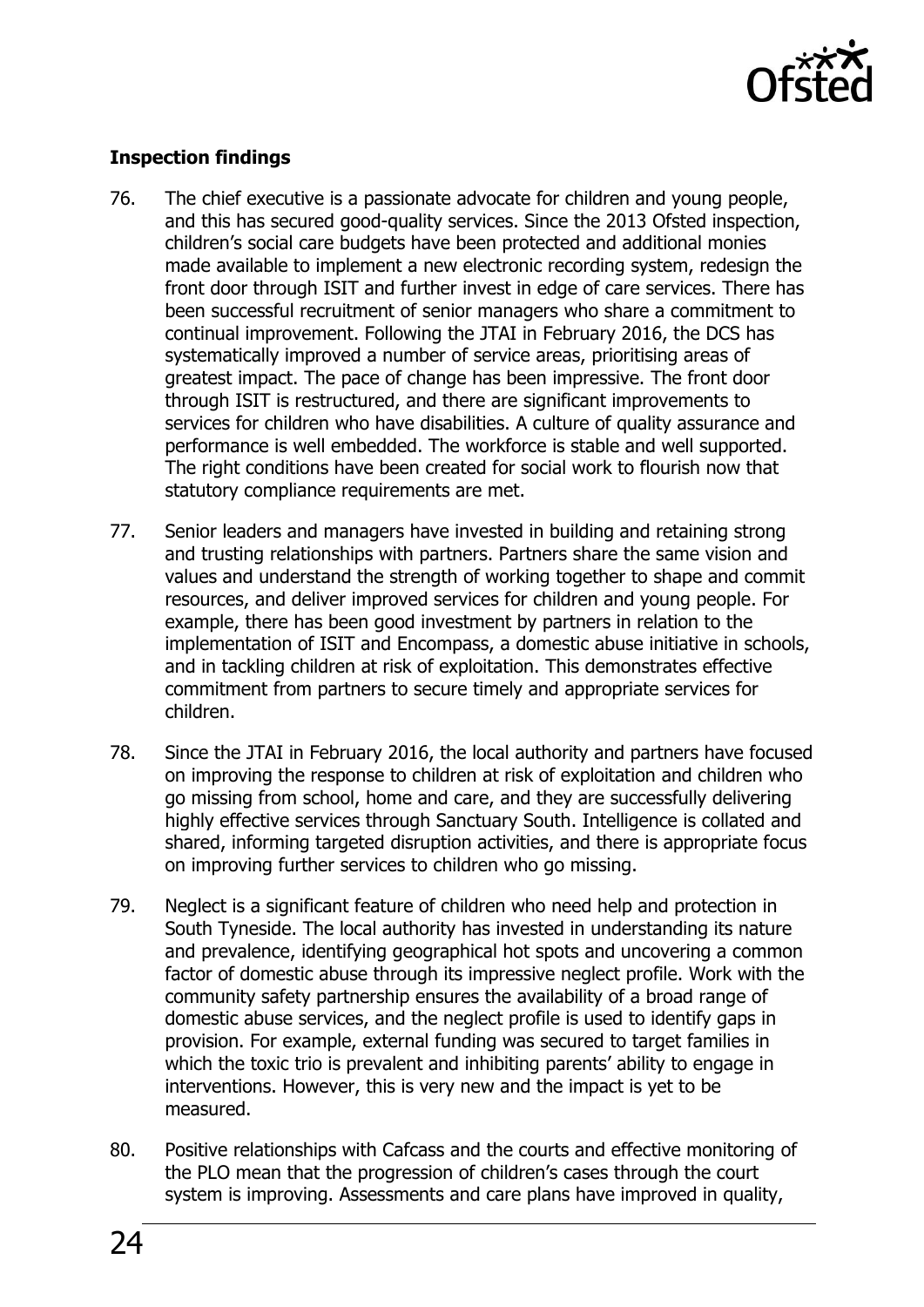**Inspection findings**

76. The chief executive is a passionate advocate for children and young people, and this has secured good-quality services. Since the 2013 Ofsted inspection, children's social care budgets have been protected and additional monies made available to implement a new electronic recording system, redesign the front door through ISIT and further invest in edge of care services. There has been successful recruitment of senior managers who share a commitment to continual improvement. Following the JTAI in February 2016, the DCS has systematically improved a number of service areas, prioritising areas of greatest impact. The pace of change has been impressive. The front door through ISIT is restructured, and there are significant improvements to services for children who have disabilities. A culture of quality assurance and performance is well embedded. The workforce is stable and well supported. The right conditions have been created for social work to flourish now that statutory compliance requirements are met.

77. Senior leaders and managers have invested in building and retaining strong and trusting relationships with partners. Partners share the same vision and values and understand the strength of working together to shape and commit resources, and deliver improved services for children and young people. For example, there has been good investment by partners in relation to the implementation of ISIT and Encompass, a domestic abuse initiative in schools, and in tackling children at risk of exploitation. This demonstrates effective commitment from partners to secure timely and appropriate services for children.

78. Since the JTAI in February 2016, the local authority and partners have focused on improving the response to children at risk of exploitation and children who go missing from school, home and care, and they are successfully delivering highly effective services through Sanctuary South. Intelligence is collated and shared, informing targeted disruption activities, and there is appropriate focus on improving further services to children who go missing.

79. Neglect is a significant feature of children who need help and protection in South Tyneside. The local authority has invested in understanding its nature and prevalence, identifying geographical hot spots and uncovering a common factor of domestic abuse through its impressive neglect profile. Work with the community safety partnership ensures the availability of a broad range of domestic abuse services, and the neglect profile is used to identify gaps in provision. For example, external funding was secured to target families in which the toxic trio is prevalent and inhibiting parents' ability to engage in interventions. However, this is very new and the impact is yet to be measured.

80. Positive relationships with Cafcass and the courts and effective monitoring of the PLO mean that the progression of children's cases through the court system is improving. Assessments and care plans have improved in quality,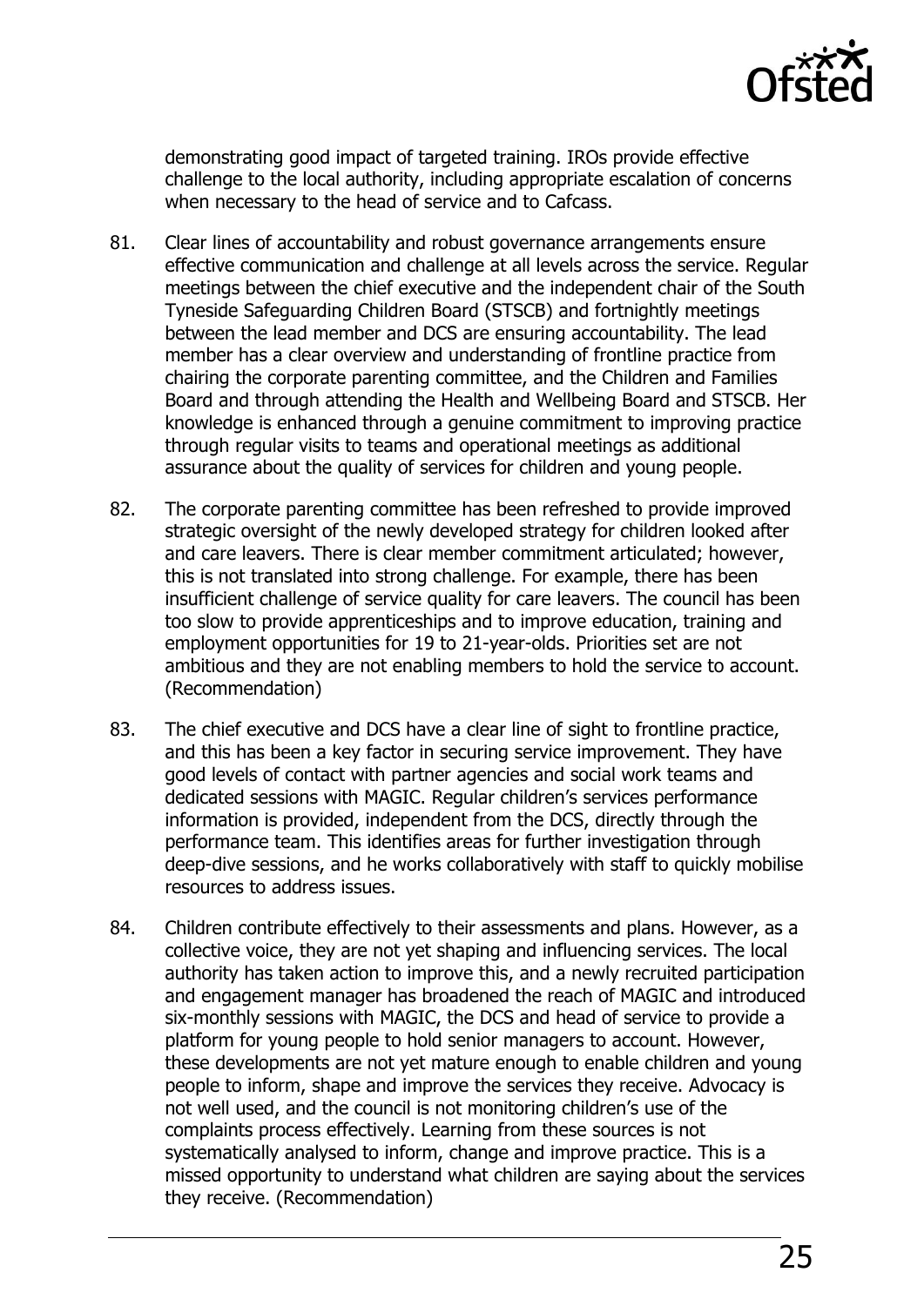demonstrating good impact of targeted training. IROs provide effective challenge to the local authority, including appropriate escalation of concerns when necessary to the head of service and to Cafcass.

81. Clear lines of accountability and robust governance arrangements ensure effective communication and challenge at all levels across the service. Regular meetings between the chief executive and the independent chair of the South Tyneside Safeguarding Children Board (STSCB) and fortnightly meetings between the lead member and DCS are ensuring accountability. The lead member has a clear overview and understanding of frontline practice from chairing the corporate parenting committee, and the Children and Families Board and through attending the Health and Wellbeing Board and STSCB. Her knowledge is enhanced through a genuine commitment to improving practice through regular visits to teams and operational meetings as additional assurance about the quality of services for children and young people.

82. The corporate parenting committee has been refreshed to provide improved strategic oversight of the newly developed strategy for children looked after and care leavers. There is clear member commitment articulated; however, this is not translated into strong challenge. For example, there has been insufficient challenge of service quality for care leavers. The council has been too slow to provide apprenticeships and to improve education, training and employment opportunities for 19 to 21-year-olds. Priorities set are not ambitious and they are not enabling members to hold the service to account. (Recommendation)

83. The chief executive and DCS have a clear line of sight to frontline practice, and this has been a key factor in securing service improvement. They have good levels of contact with partner agencies and social work teams and dedicated sessions with MAGIC. Regular children's services performance information is provided, independent from the DCS, directly through the performance team. This identifies areas for further investigation through deep-dive sessions, and he works collaboratively with staff to quickly mobilise resources to address issues.

84. Children contribute effectively to their assessments and plans. However, as a collective voice, they are not yet shaping and influencing services. The local authority has taken action to improve this, and a newly recruited participation and engagement manager has broadened the reach of MAGIC and introduced six-monthly sessions with MAGIC, the DCS and head of service to provide a platform for young people to hold senior managers to account. However, these developments are not yet mature enough to enable children and young people to inform, shape and improve the services they receive. Advocacy is not well used, and the council is not monitoring children's use of the complaints process effectively. Learning from these sources is not systematically analysed to inform, change and improve practice. This is a missed opportunity to understand what children are saying about the services they receive. (Recommendation)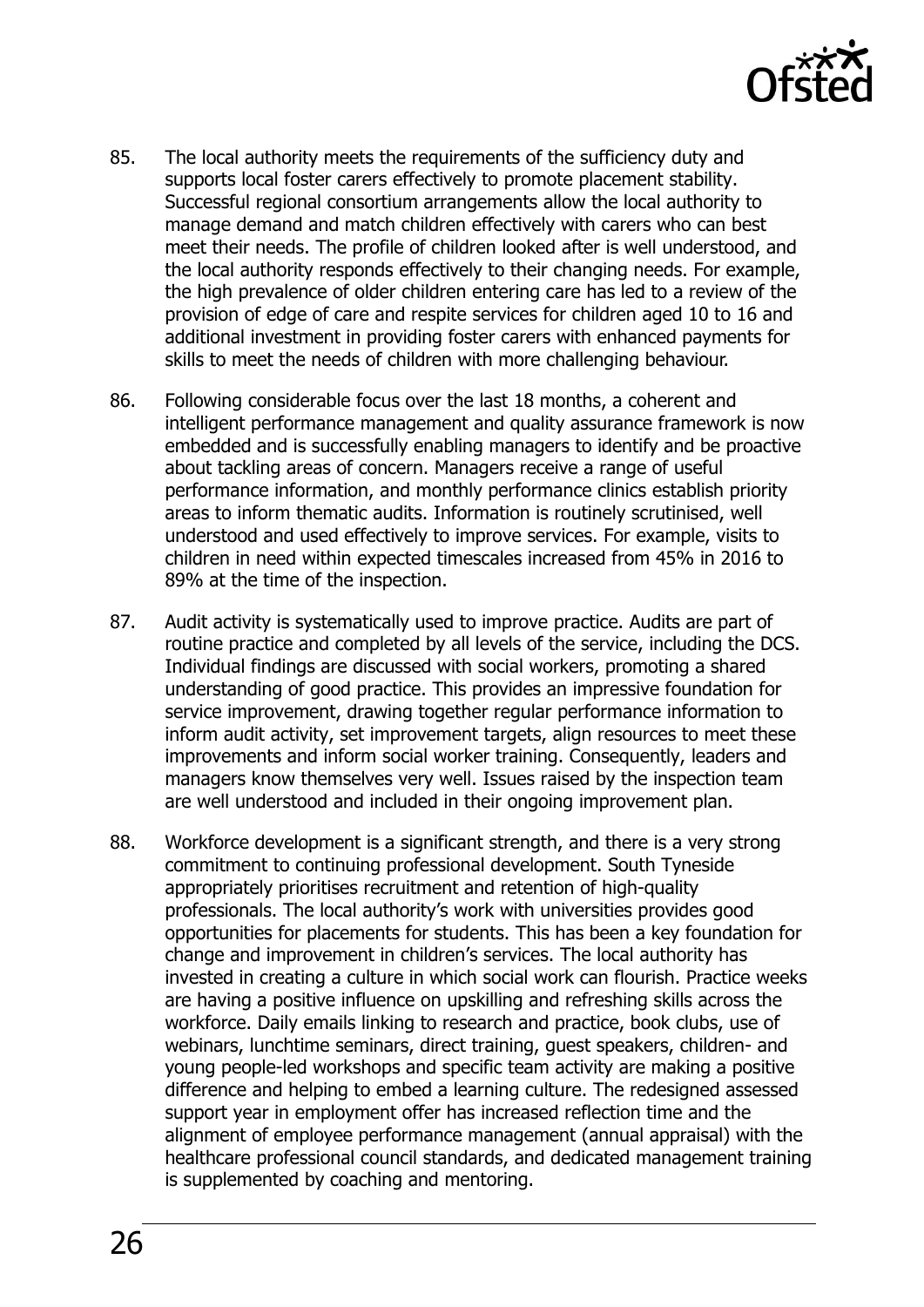85. The local authority meets the requirements of the sufficiency duty and supports local foster carers effectively to promote placement stability. Successful regional consortium arrangements allow the local authority to manage demand and match children effectively with carers who can best meet their needs. The profile of children looked after is well understood, and the local authority responds effectively to their changing needs. For example, the high prevalence of older children entering care has led to a review of the provision of edge of care and respite services for children aged 10 to 16 and additional investment in providing foster carers with enhanced payments for skills to meet the needs of children with more challenging behaviour.

86. Following considerable focus over the last 18 months, a coherent and intelligent performance management and quality assurance framework is now embedded and is successfully enabling managers to identify and be proactive about tackling areas of concern. Managers receive a range of useful performance information, and monthly performance clinics establish priority areas to inform thematic audits. Information is routinely scrutinised, well understood and used effectively to improve services. For example, visits to children in need within expected timescales increased from 45% in 2016 to 89% at the time of the inspection.

87. Audit activity is systematically used to improve practice. Audits are part of routine practice and completed by all levels of the service, including the DCS. Individual findings are discussed with social workers, promoting a shared understanding of good practice. This provides an impressive foundation for service improvement, drawing together regular performance information to inform audit activity, set improvement targets, align resources to meet these improvements and inform social worker training. Consequently, leaders and managers know themselves very well. Issues raised by the inspection team are well understood and included in their ongoing improvement plan.

88. Workforce development is a significant strength, and there is a very strong commitment to continuing professional development. South Tyneside appropriately prioritises recruitment and retention of high-quality professionals. The local authority's work with universities provides good opportunities for placements for students. This has been a key foundation for change and improvement in children's services. The local authority has invested in creating a culture in which social work can flourish. Practice weeks are having a positive influence on upskilling and refreshing skills across the workforce. Daily emails linking to research and practice, book clubs, use of webinars, lunchtime seminars, direct training, guest speakers, children- and young people-led workshops and specific team activity are making a positive difference and helping to embed a learning culture. The redesigned assessed support year in employment offer has increased reflection time and the alignment of employee performance management (annual appraisal) with the healthcare professional council standards, and dedicated management training is supplemented by coaching and mentoring.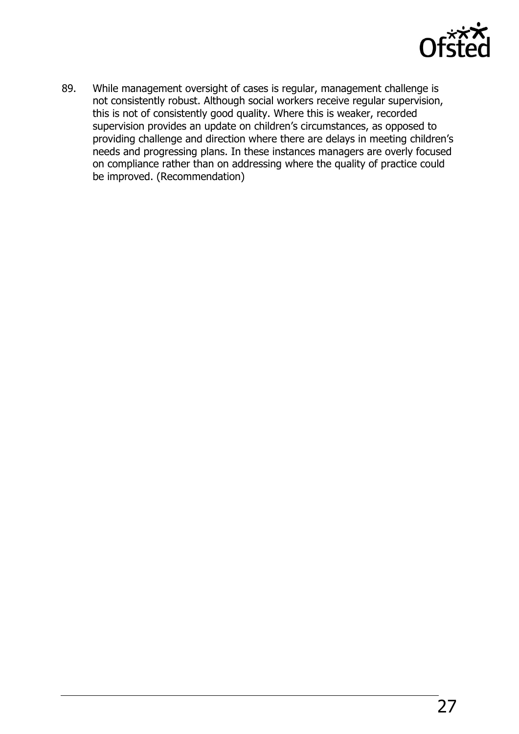89. While management oversight of cases is regular, management challenge is not consistently robust. Although social workers receive regular supervision, this is not of consistently good quality. Where this is weaker, recorded supervision provides an update on children's circumstances, as opposed to providing challenge and direction where there are delays in meeting children's needs and progressing plans. In these instances managers are overly focused on compliance rather than on addressing where the quality of practice could be improved. (Recommendation)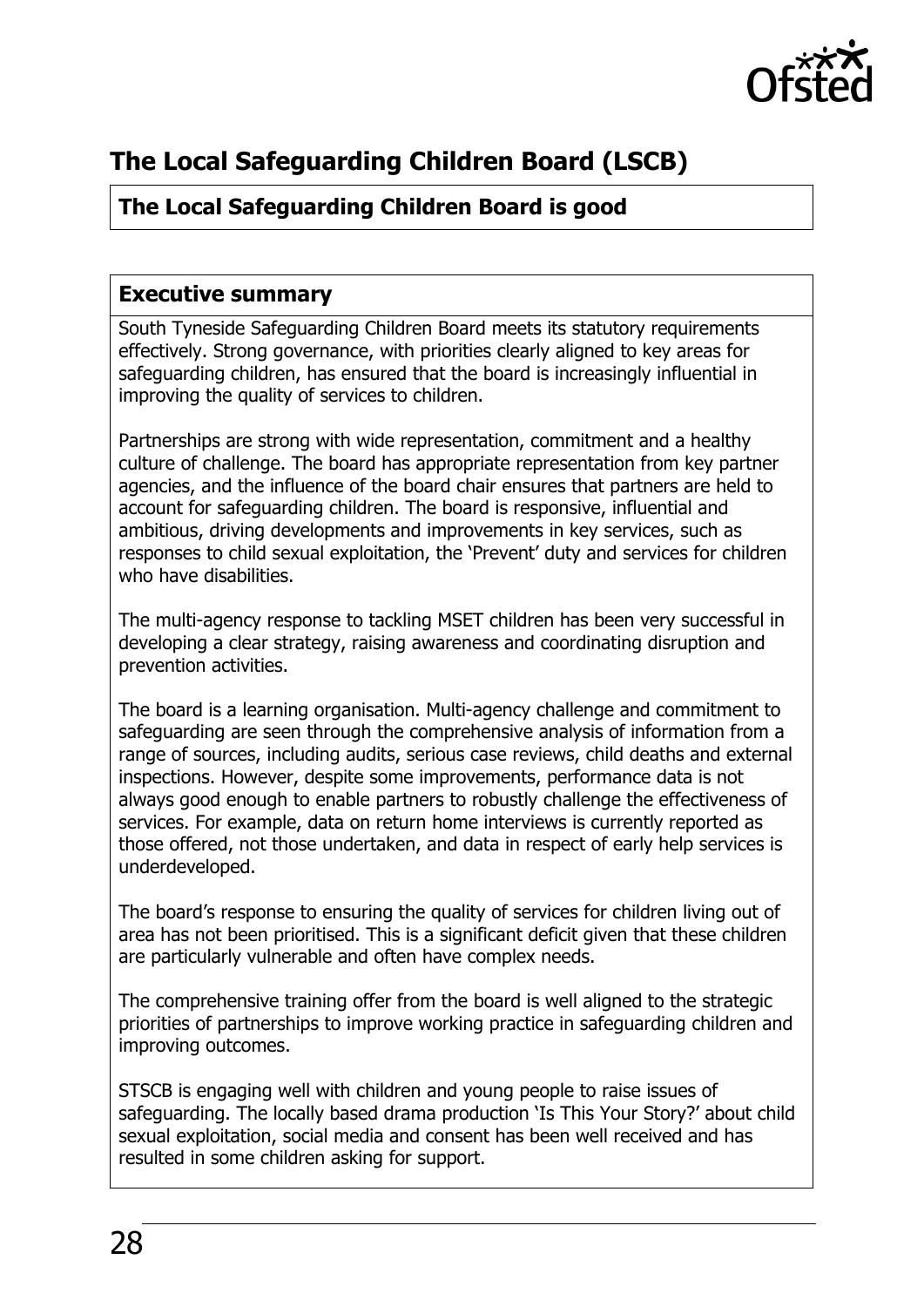## The Local Safeguarding Children Board (LSCB)

**The Local Safeguarding Children Board is good**

### Executive summary

South Tyneside Safeguarding Children Board meets its statutory requirements effectively. Strong governance, with priorities clearly aligned to key areas for safeguarding children, has ensured that the board is increasingly influential in improving the quality of services to children.

Partnerships are strong with wide representation, commitment and a healthy culture of challenge. The board has appropriate representation from key partner agencies, and the influence of the board chair ensures that partners are held to account for safeguarding children. The board is responsive, influential and ambitious, driving developments and improvements in key services, such as responses to child sexual exploitation, the 'Prevent' duty and services for children who have disabilities.

The multi-agency response to tackling MSET children has been very successful in developing a clear strategy, raising awareness and coordinating disruption and prevention activities.

The board is a learning organisation. Multi-agency challenge and commitment to safeguarding are seen through the comprehensive analysis of information from a range of sources, including audits, serious case reviews, child deaths and external inspections. However, despite some improvements, performance data is not always good enough to enable partners to robustly challenge the effectiveness of services. For example, data on return home interviews is currently reported as those offered, not those undertaken, and data in respect of early help services is underdeveloped.

The board's response to ensuring the quality of services for children living out of area has not been prioritised. This is a significant deficit given that these children are particularly vulnerable and often have complex needs.

The comprehensive training offer from the board is well aligned to the strategic priorities of partnerships to improve working practice in safeguarding children and improving outcomes.

STSCB is engaging well with children and young people to raise issues of safeguarding. The locally based drama production 'Is This Your Story?' about child sexual exploitation, social media and consent has been well received and has resulted in some children asking for support.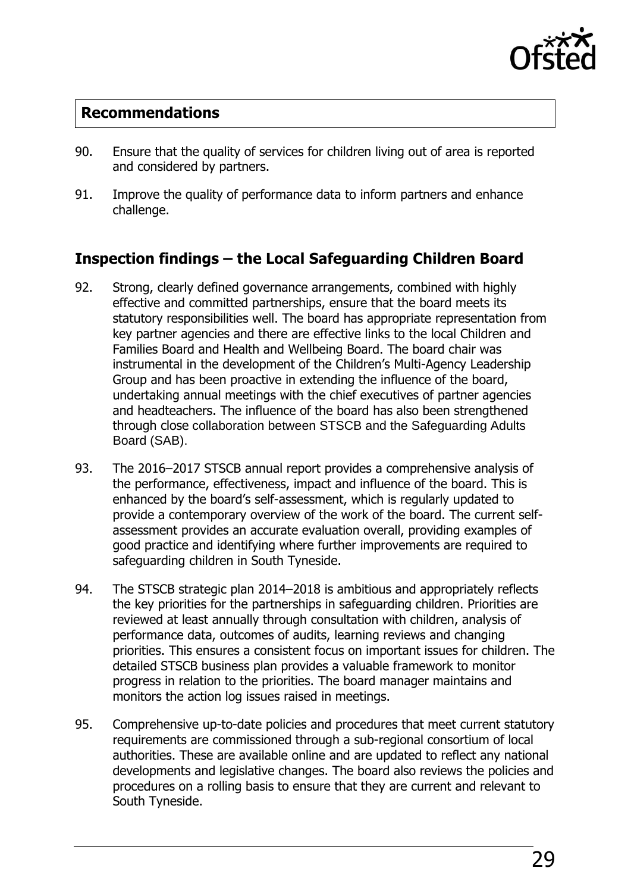## Recommendations

90. Ensure that the quality of services for children living out of area is reported and considered by partners.

91. Improve the quality of performance data to inform partners and enhance challenge.

## Inspection findings – the Local Safeguarding Children Board

92. Strong, clearly defined governance arrangements, combined with highly effective and committed partnerships, ensure that the board meets its statutory responsibilities well. The board has appropriate representation from key partner agencies and there are effective links to the local Children and Families Board and Health and Wellbeing Board. The board chair was instrumental in the development of the Children's Multi-Agency Leadership Group and has been proactive in extending the influence of the board, undertaking annual meetings with the chief executives of partner agencies and headteachers. The influence of the board has also been strengthened through close collaboration between STSCB and the Safeguarding Adults Board (SAB).

93. The 2016–2017 STSCB annual report provides a comprehensive analysis of the performance, effectiveness, impact and influence of the board. This is enhanced by the board's self-assessment, which is regularly updated to provide a contemporary overview of the work of the board. The current self-assessment provides an accurate evaluation overall, providing examples of good practice and identifying where further improvements are required to safeguarding children in South Tyneside.

94. The STSCB strategic plan 2014–2018 is ambitious and appropriately reflects the key priorities for the partnerships in safeguarding children. Priorities are reviewed at least annually through consultation with children, analysis of performance data, outcomes of audits, learning reviews and changing priorities. This ensures a consistent focus on important issues for children. The detailed STSCB business plan provides a valuable framework to monitor progress in relation to the priorities. The board manager maintains and monitors the action log issues raised in meetings.

95. Comprehensive up-to-date policies and procedures that meet current statutory requirements are commissioned through a sub-regional consortium of local authorities. These are available online and are updated to reflect any national developments and legislative changes. The board also reviews the policies and procedures on a rolling basis to ensure that they are current and relevant to South Tyneside.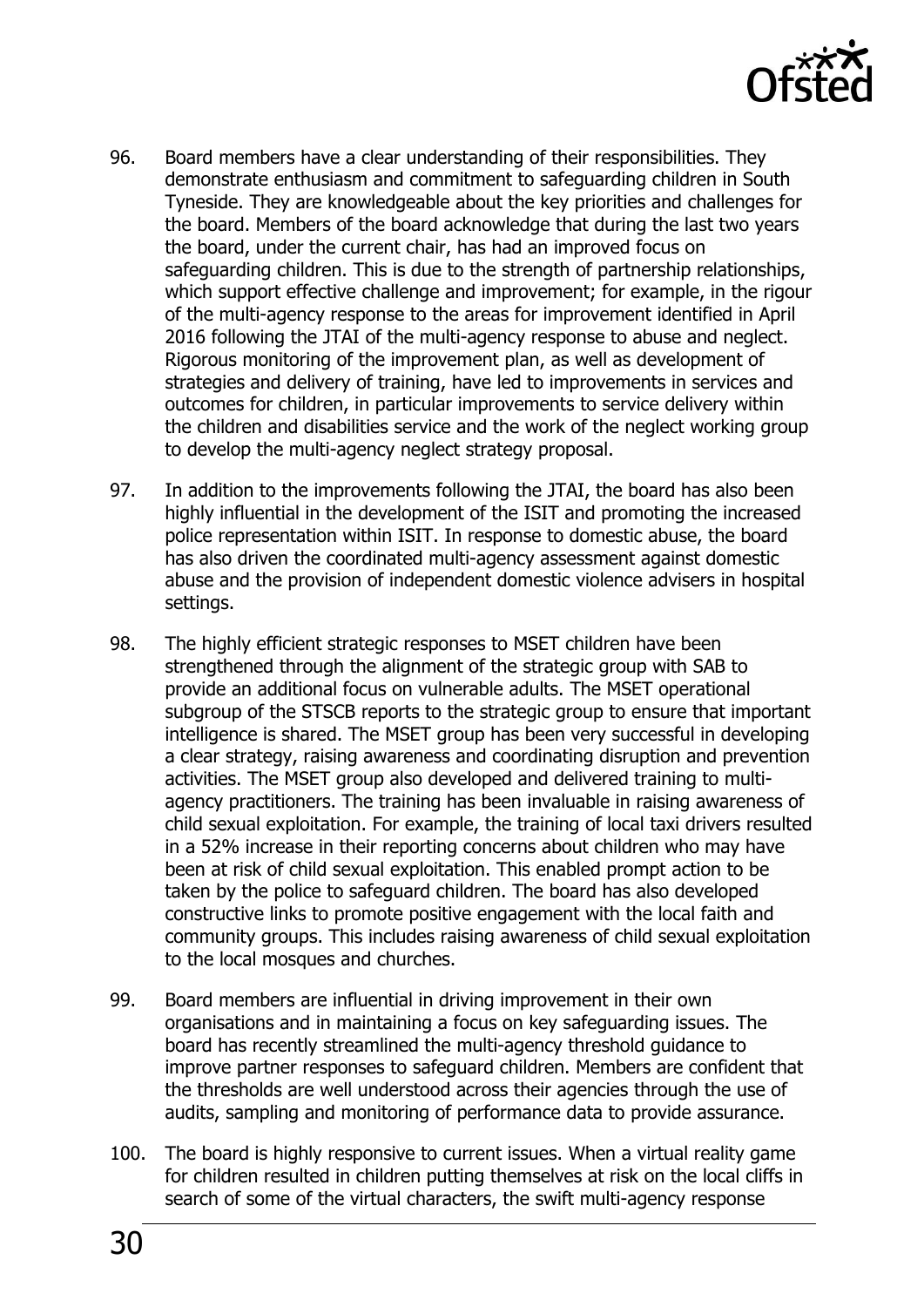96. Board members have a clear understanding of their responsibilities. They demonstrate enthusiasm and commitment to safeguarding children in South Tyneside. They are knowledgeable about the key priorities and challenges for the board. Members of the board acknowledge that during the last two years the board, under the current chair, has had an improved focus on safeguarding children. This is due to the strength of partnership relationships, which support effective challenge and improvement; for example, in the rigour of the multi-agency response to the areas for improvement identified in April 2016 following the JTAI of the multi-agency response to abuse and neglect. Rigorous monitoring of the improvement plan, as well as development of strategies and delivery of training, have led to improvements in services and outcomes for children, in particular improvements to service delivery within the children and disabilities service and the work of the neglect working group to develop the multi-agency neglect strategy proposal.

97. In addition to the improvements following the JTAI, the board has also been highly influential in the development of the ISIT and promoting the increased police representation within ISIT. In response to domestic abuse, the board has also driven the coordinated multi-agency assessment against domestic abuse and the provision of independent domestic violence advisers in hospital settings.

98. The highly efficient strategic responses to MSET children have been strengthened through the alignment of the strategic group with SAB to provide an additional focus on vulnerable adults. The MSET operational subgroup of the STSCB reports to the strategic group to ensure that important intelligence is shared. The MSET group has been very successful in developing a clear strategy, raising awareness and coordinating disruption and prevention activities. The MSET group also developed and delivered training to multi-agency practitioners. The training has been invaluable in raising awareness of child sexual exploitation. For example, the training of local taxi drivers resulted in a 52% increase in their reporting concerns about children who may have been at risk of child sexual exploitation. This enabled prompt action to be taken by the police to safeguard children. The board has also developed constructive links to promote positive engagement with the local faith and community groups. This includes raising awareness of child sexual exploitation to the local mosques and churches.

99. Board members are influential in driving improvement in their own organisations and in maintaining a focus on key safeguarding issues. The board has recently streamlined the multi-agency threshold guidance to improve partner responses to safeguard children. Members are confident that the thresholds are well understood across their agencies through the use of audits, sampling and monitoring of performance data to provide assurance.

100. The board is highly responsive to current issues. When a virtual reality game for children resulted in children putting themselves at risk on the local cliffs in search of some of the virtual characters, the swift multi-agency response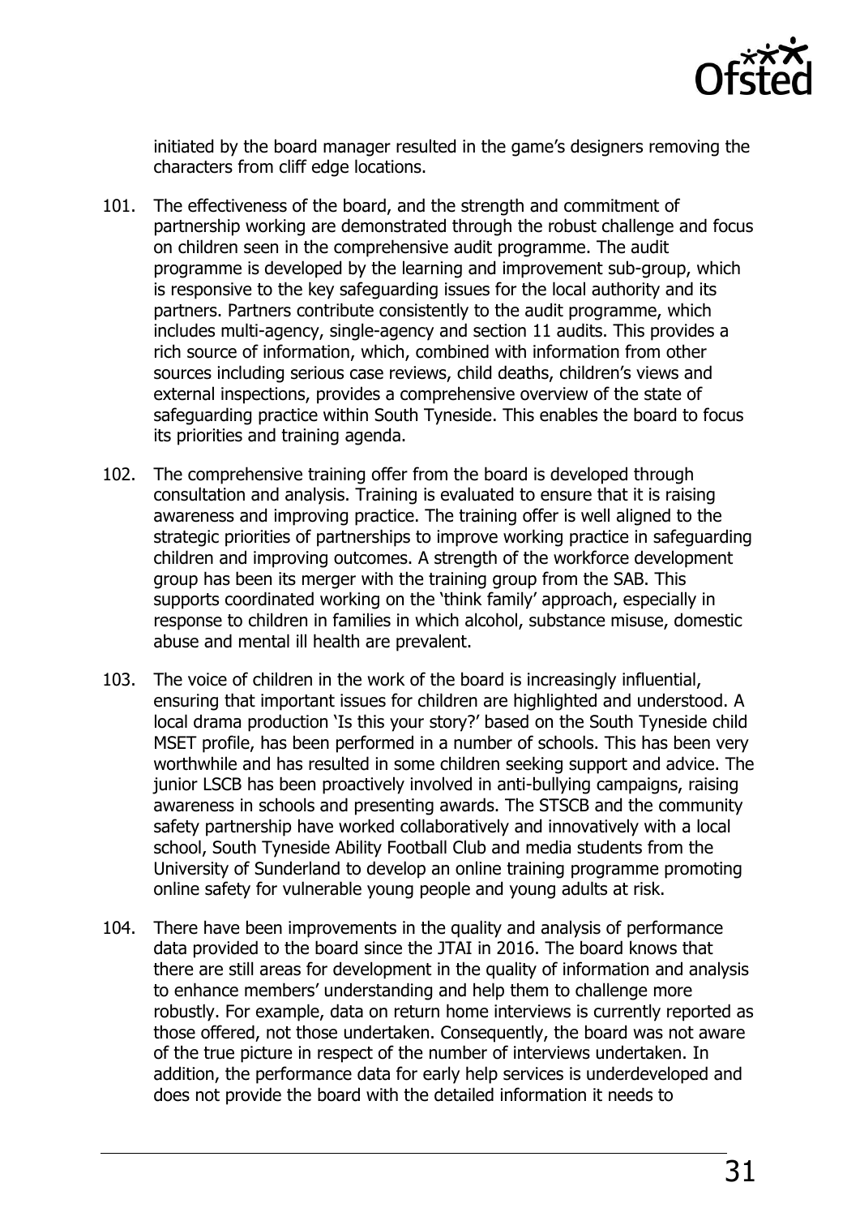initiated by the board manager resulted in the game's designers removing the characters from cliff edge locations.

101. The effectiveness of the board, and the strength and commitment of partnership working are demonstrated through the robust challenge and focus on children seen in the comprehensive audit programme. The audit programme is developed by the learning and improvement sub-group, which is responsive to the key safeguarding issues for the local authority and its partners. Partners contribute consistently to the audit programme, which includes multi-agency, single-agency and section 11 audits. This provides a rich source of information, which, combined with information from other sources including serious case reviews, child deaths, children's views and external inspections, provides a comprehensive overview of the state of safeguarding practice within South Tyneside. This enables the board to focus its priorities and training agenda.

102. The comprehensive training offer from the board is developed through consultation and analysis. Training is evaluated to ensure that it is raising awareness and improving practice. The training offer is well aligned to the strategic priorities of partnerships to improve working practice in safeguarding children and improving outcomes. A strength of the workforce development group has been its merger with the training group from the SAB. This supports coordinated working on the 'think family' approach, especially in response to children in families in which alcohol, substance misuse, domestic abuse and mental ill health are prevalent.

103. The voice of children in the work of the board is increasingly influential, ensuring that important issues for children are highlighted and understood. A local drama production 'Is this your story?' based on the South Tyneside child MSET profile, has been performed in a number of schools. This has been very worthwhile and has resulted in some children seeking support and advice. The junior LSCB has been proactively involved in anti-bullying campaigns, raising awareness in schools and presenting awards. The STSCB and the community safety partnership have worked collaboratively and innovatively with a local school, South Tyneside Ability Football Club and media students from the University of Sunderland to develop an online training programme promoting online safety for vulnerable young people and young adults at risk.

104. There have been improvements in the quality and analysis of performance data provided to the board since the JTAI in 2016. The board knows that there are still areas for development in the quality of information and analysis to enhance members' understanding and help them to challenge more robustly. For example, data on return home interviews is currently reported as those offered, not those undertaken. Consequently, the board was not aware of the true picture in respect of the number of interviews undertaken. In addition, the performance data for early help services is underdeveloped and does not provide the board with the detailed information it needs to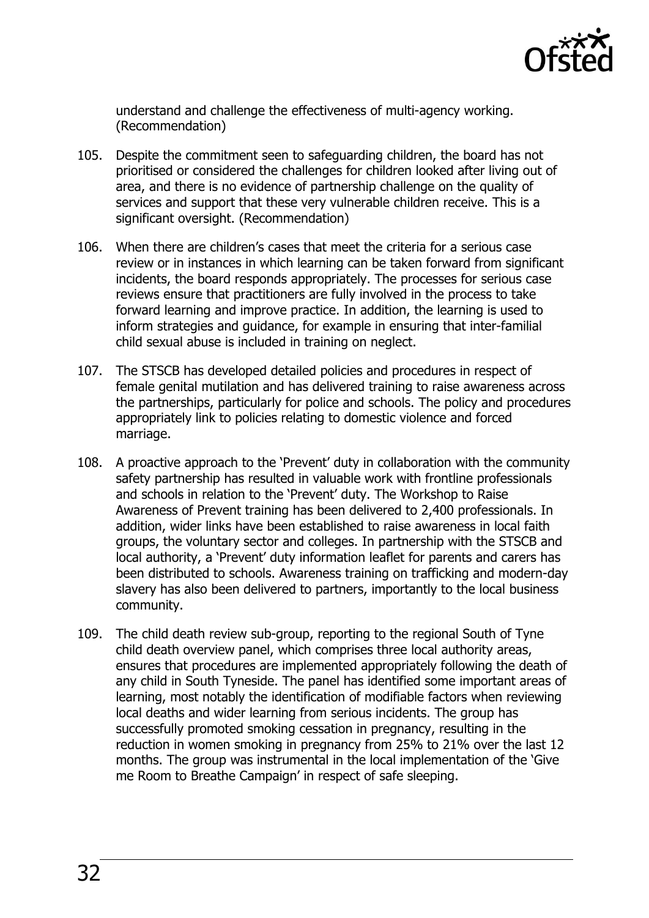understand and challenge the effectiveness of multi-agency working. (Recommendation)

105. Despite the commitment seen to safeguarding children, the board has not prioritised or considered the challenges for children looked after living out of area, and there is no evidence of partnership challenge on the quality of services and support that these very vulnerable children receive. This is a significant oversight. (Recommendation)

106. When there are children's cases that meet the criteria for a serious case review or in instances in which learning can be taken forward from significant incidents, the board responds appropriately. The processes for serious case reviews ensure that practitioners are fully involved in the process to take forward learning and improve practice. In addition, the learning is used to inform strategies and guidance, for example in ensuring that inter-familial child sexual abuse is included in training on neglect.

107. The STSCB has developed detailed policies and procedures in respect of female genital mutilation and has delivered training to raise awareness across the partnerships, particularly for police and schools. The policy and procedures appropriately link to policies relating to domestic violence and forced marriage.

108. A proactive approach to the 'Prevent' duty in collaboration with the community safety partnership has resulted in valuable work with frontline professionals and schools in relation to the 'Prevent' duty. The Workshop to Raise Awareness of Prevent training has been delivered to 2,400 professionals. In addition, wider links have been established to raise awareness in local faith groups, the voluntary sector and colleges. In partnership with the STSCB and local authority, a 'Prevent' duty information leaflet for parents and carers has been distributed to schools. Awareness training on trafficking and modern-day slavery has also been delivered to partners, importantly to the local business community.

109. The child death review sub-group, reporting to the regional South of Tyne child death overview panel, which comprises three local authority areas, ensures that procedures are implemented appropriately following the death of any child in South Tyneside. The panel has identified some important areas of learning, most notably the identification of modifiable factors when reviewing local deaths and wider learning from serious incidents. The group has successfully promoted smoking cessation in pregnancy, resulting in the reduction in women smoking in pregnancy from 25% to 21% over the last 12 months. The group was instrumental in the local implementation of the 'Give me Room to Breathe Campaign' in respect of safe sleeping.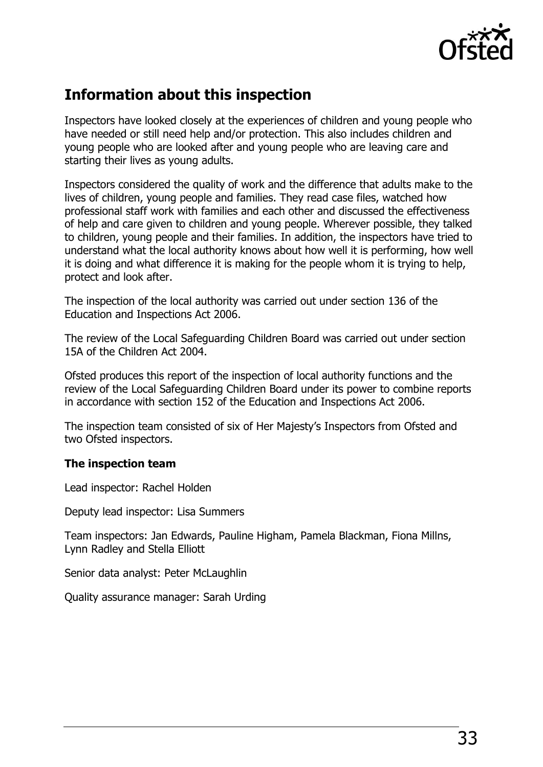## Information about this inspection

Inspectors have looked closely at the experiences of children and young people who have needed or still need help and/or protection. This also includes children and young people who are looked after and young people who are leaving care and starting their lives as young adults.

Inspectors considered the quality of work and the difference that adults make to the lives of children, young people and families. They read case files, watched how professional staff work with families and each other and discussed the effectiveness of help and care given to children and young people. Wherever possible, they talked to children, young people and their families. In addition, the inspectors have tried to understand what the local authority knows about how well it is performing, how well it is doing and what difference it is making for the people whom it is trying to help, protect and look after.

The inspection of the local authority was carried out under section 136 of the Education and Inspections Act 2006.

The review of the Local Safeguarding Children Board was carried out under section 15A of the Children Act 2004.

Ofsted produces this report of the inspection of local authority functions and the review of the Local Safeguarding Children Board under its power to combine reports in accordance with section 152 of the Education and Inspections Act 2006.

The inspection team consisted of six of Her Majesty's Inspectors from Ofsted and two Ofsted inspectors.

**The inspection team**

Lead inspector: Rachel Holden

Deputy lead inspector: Lisa Summers

Team inspectors: Jan Edwards, Pauline Higham, Pamela Blackman, Fiona Millns, Lynn Radley and Stella Elliott

Senior data analyst: Peter McLaughlin

Quality assurance manager: Sarah Urding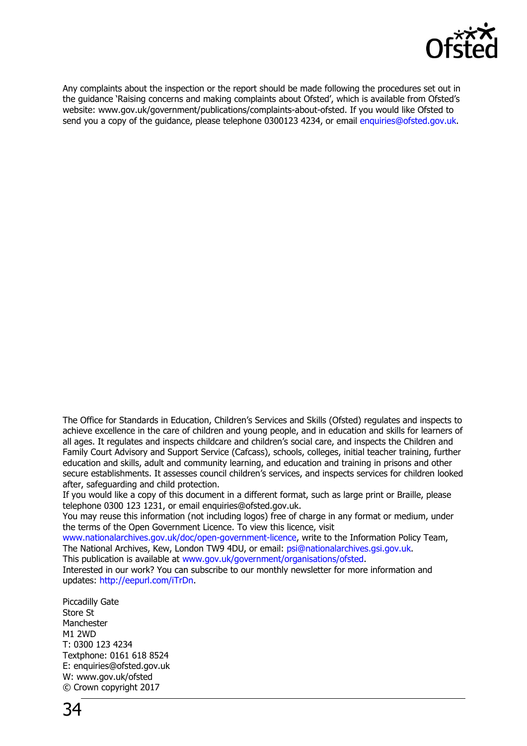Any complaints about the inspection or the report should be made following the procedures set out in the guidance 'Raising concerns and making complaints about Ofsted', which is available from Ofsted's website: www.gov.uk/government/publications/complaints-about-ofsted. If you would like Ofsted to send you a copy of the guidance, please telephone 0300123 4234, or email enquiries@ofsted.gov.uk.

The Office for Standards in Education, Children's Services and Skills (Ofsted) regulates and inspects to achieve excellence in the care of children and young people, and in education and skills for learners of all ages. It regulates and inspects childcare and children's social care, and inspects the Children and Family Court Advisory and Support Service (Cafcass), schools, colleges, initial teacher training, further education and skills, adult and community learning, and education and training in prisons and other secure establishments. It assesses council children's services, and inspects services for children looked after, safeguarding and child protection.

If you would like a copy of this document in a different format, such as large print or Braille, please telephone 0300 123 1231, or email enquiries@ofsted.gov.uk.

You may reuse this information (not including logos) free of charge in any format or medium, under the terms of the Open Government Licence. To view this licence, visit www.nationalarchives.gov.uk/doc/open-government-licence, write to the Information Policy Team, The National Archives, Kew, London TW9 4DU, or email: psi@nationalarchives.gsi.gov.uk.

This publication is available at www.gov.uk/government/organisations/ofsted.

Interested in our work? You can subscribe to our monthly newsletter for more information and updates: http://eepurl.com/iTrDn.

Piccadilly Gate
Store St
Manchester
M1 2WD
T: 0300 123 4234
Textphone: 0161 618 8524
E: enquiries@ofsted.gov.uk
W: www.gov.uk/ofsted
© Crown copyright 2017